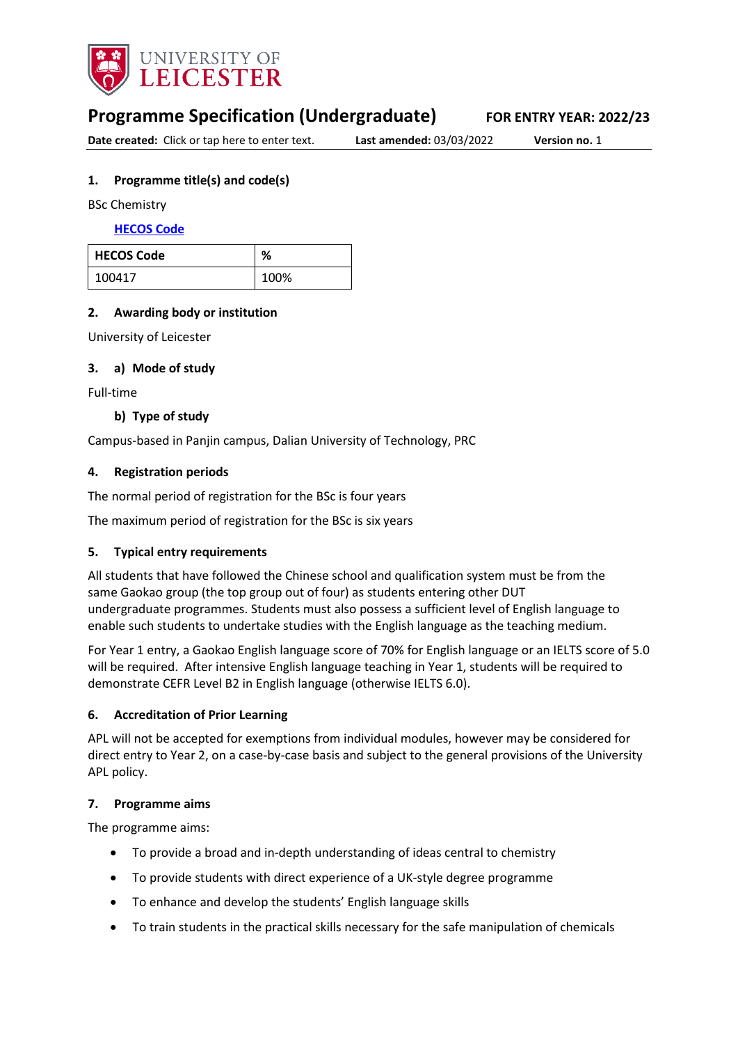# Programme Specification (Undergraduate)

**FOR ENTRY YEAR: 2022/23**

**Date created:** Click or tap here to enter text. **Last amended:** 03/03/2022 **Version no.** 1

### 1. Programme title(s) and code(s)

BSc Chemistry

**HECOS Code**

| HECOS Code | % |
|---|---|
| 100417 | 100% |

### 2. Awarding body or institution

University of Leicester

### 3. a) Mode of study

Full-time

**b) Type of study**

Campus-based in Panjin campus, Dalian University of Technology, PRC

### 4. Registration periods

The normal period of registration for the BSc is four years

The maximum period of registration for the BSc is six years

### 5. Typical entry requirements

All students that have followed the Chinese school and qualification system must be from the same Gaokao group (the top group out of four) as students entering other DUT undergraduate programmes. Students must also possess a sufficient level of English language to enable such students to undertake studies with the English language as the teaching medium.

For Year 1 entry, a Gaokao English language score of 70% for English language or an IELTS score of 5.0 will be required. After intensive English language teaching in Year 1, students will be required to demonstrate CEFR Level B2 in English language (otherwise IELTS 6.0).

### 6. Accreditation of Prior Learning

APL will not be accepted for exemptions from individual modules, however may be considered for direct entry to Year 2, on a case-by-case basis and subject to the general provisions of the University APL policy.

### 7. Programme aims

The programme aims:

- To provide a broad and in-depth understanding of ideas central to chemistry
- To provide students with direct experience of a UK-style degree programme
- To enhance and develop the students' English language skills
- To train students in the practical skills necessary for the safe manipulation of chemicals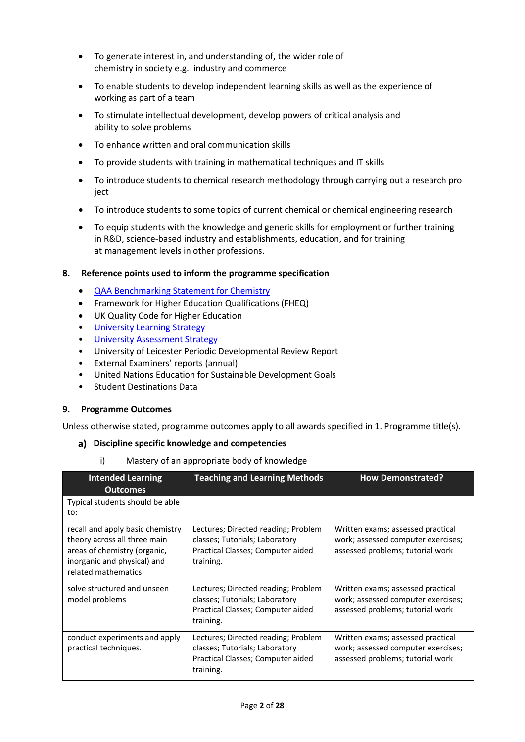- To generate interest in, and understanding of, the wider role of chemistry in society e.g. industry and commerce
- To enable students to develop independent learning skills as well as the experience of working as part of a team
- To stimulate intellectual development, develop powers of critical analysis and ability to solve problems
- To enhance written and oral communication skills
- To provide students with training in mathematical techniques and IT skills
- To introduce students to chemical research methodology through carrying out a research pro ject
- To introduce students to some topics of current chemical or chemical engineering research
- To equip students with the knowledge and generic skills for employment or further training in R&D, science-based industry and establishments, education, and for training at management levels in other professions.

## 8. Reference points used to inform the programme specification

- QAA Benchmarking Statement for Chemistry
- Framework for Higher Education Qualifications (FHEQ)
- UK Quality Code for Higher Education
- University Learning Strategy
- University Assessment Strategy
- University of Leicester Periodic Developmental Review Report
- External Examiners' reports (annual)
- United Nations Education for Sustainable Development Goals
- Student Destinations Data

## 9. Programme Outcomes

Unless otherwise stated, programme outcomes apply to all awards specified in 1. Programme title(s).

### a) Discipline specific knowledge and competencies

i) Mastery of an appropriate body of knowledge

| Intended Learning Outcomes | Teaching and Learning Methods | How Demonstrated? |
|---|---|---|
| Typical students should be able to: | | |
| recall and apply basic chemistry theory across all three main areas of chemistry (organic, inorganic and physical) and related mathematics | Lectures; Directed reading; Problem classes; Tutorials; Laboratory Practical Classes; Computer aided training. | Written exams; assessed practical work; assessed computer exercises; assessed problems; tutorial work |
| solve structured and unseen model problems | Lectures; Directed reading; Problem classes; Tutorials; Laboratory Practical Classes; Computer aided training. | Written exams; assessed practical work; assessed computer exercises; assessed problems; tutorial work |
| conduct experiments and apply practical techniques. | Lectures; Directed reading; Problem classes; Tutorials; Laboratory Practical Classes; Computer aided training. | Written exams; assessed practical work; assessed computer exercises; assessed problems; tutorial work |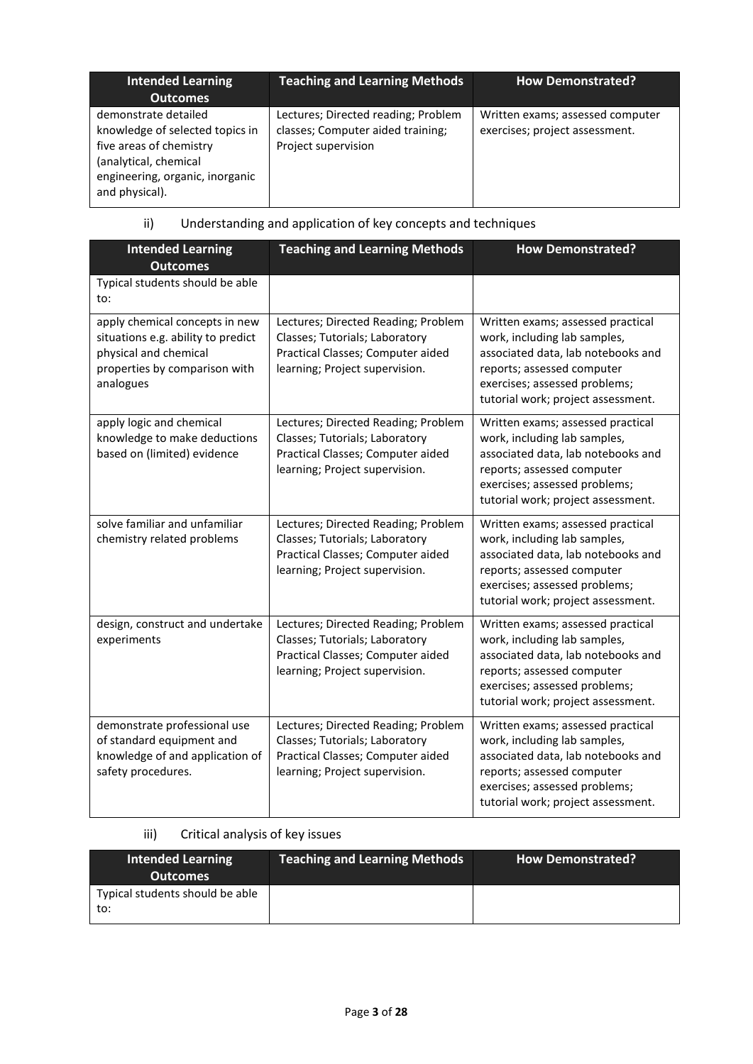| Intended Learning Outcomes | Teaching and Learning Methods | How Demonstrated? |
|---|---|---|
| demonstrate detailed knowledge of selected topics in five areas of chemistry (analytical, chemical engineering, organic, inorganic and physical). | Lectures; Directed reading; Problem classes; Computer aided training; Project supervision | Written exams; assessed computer exercises; project assessment. |

ii) Understanding and application of key concepts and techniques

| Intended Learning Outcomes | Teaching and Learning Methods | How Demonstrated? |
|---|---|---|
| Typical students should be able to: | | |
| apply chemical concepts in new situations e.g. ability to predict physical and chemical properties by comparison with analogues | Lectures; Directed Reading; Problem Classes; Tutorials; Laboratory Practical Classes; Computer aided learning; Project supervision. | Written exams; assessed practical work, including lab samples, associated data, lab notebooks and reports; assessed computer exercises; assessed problems; tutorial work; project assessment. |
| apply logic and chemical knowledge to make deductions based on (limited) evidence | Lectures; Directed Reading; Problem Classes; Tutorials; Laboratory Practical Classes; Computer aided learning; Project supervision. | Written exams; assessed practical work, including lab samples, associated data, lab notebooks and reports; assessed computer exercises; assessed problems; tutorial work; project assessment. |
| solve familiar and unfamiliar chemistry related problems | Lectures; Directed Reading; Problem Classes; Tutorials; Laboratory Practical Classes; Computer aided learning; Project supervision. | Written exams; assessed practical work, including lab samples, associated data, lab notebooks and reports; assessed computer exercises; assessed problems; tutorial work; project assessment. |
| design, construct and undertake experiments | Lectures; Directed Reading; Problem Classes; Tutorials; Laboratory Practical Classes; Computer aided learning; Project supervision. | Written exams; assessed practical work, including lab samples, associated data, lab notebooks and reports; assessed computer exercises; assessed problems; tutorial work; project assessment. |
| demonstrate professional use of standard equipment and knowledge of and application of safety procedures. | Lectures; Directed Reading; Problem Classes; Tutorials; Laboratory Practical Classes; Computer aided learning; Project supervision. | Written exams; assessed practical work, including lab samples, associated data, lab notebooks and reports; assessed computer exercises; assessed problems; tutorial work; project assessment. |

iii) Critical analysis of key issues

| Intended Learning Outcomes | Teaching and Learning Methods | How Demonstrated? |
|---|---|---|
| Typical students should be able to: | | |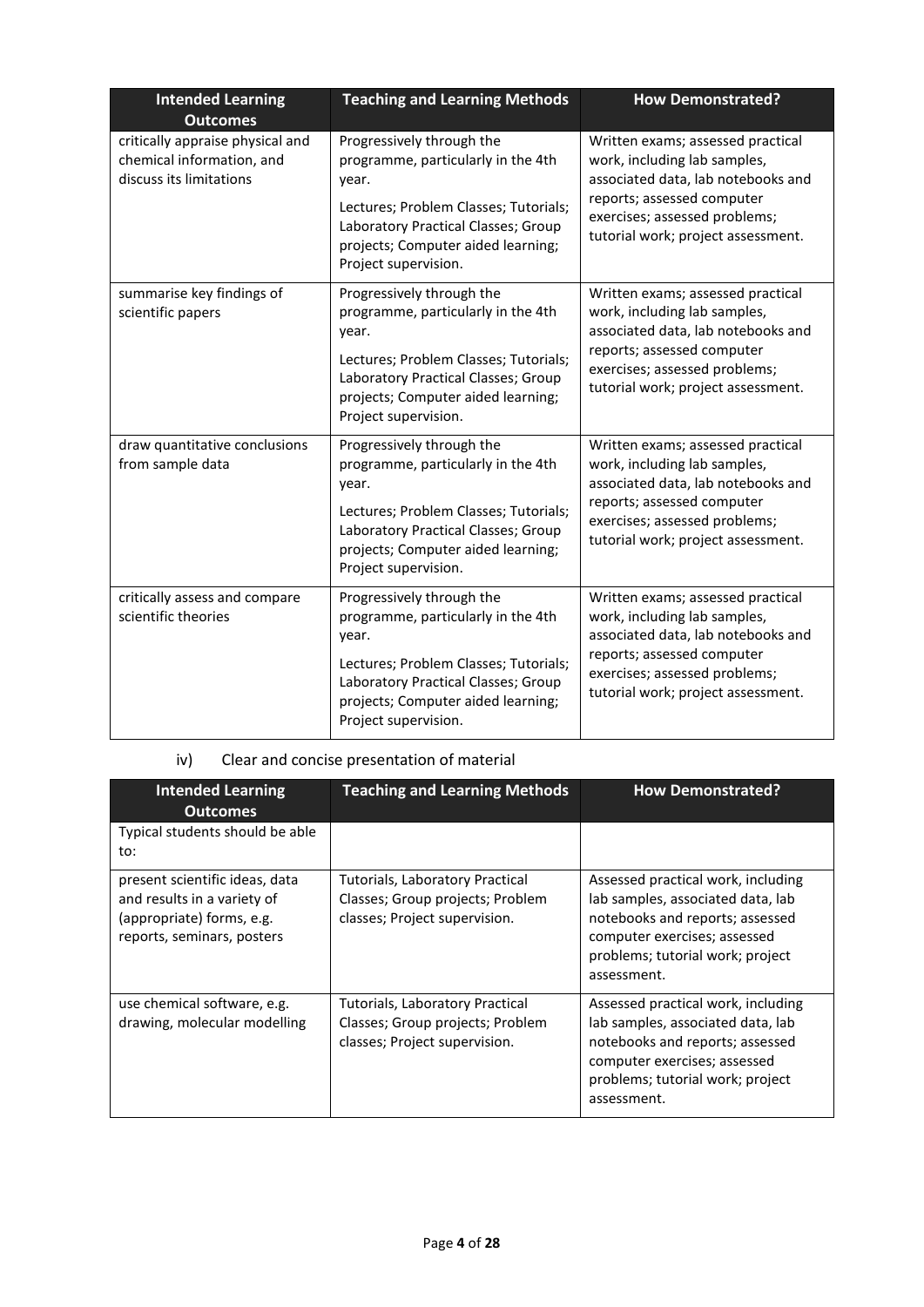| Intended Learning Outcomes | Teaching and Learning Methods | How Demonstrated? |
|---|---|---|
| critically appraise physical and chemical information, and discuss its limitations | Progressively through the programme, particularly in the 4th year.<br><br>Lectures; Problem Classes; Tutorials; Laboratory Practical Classes; Group projects; Computer aided learning; Project supervision. | Written exams; assessed practical work, including lab samples, associated data, lab notebooks and reports; assessed computer exercises; assessed problems; tutorial work; project assessment. |
| summarise key findings of scientific papers | Progressively through the programme, particularly in the 4th year.<br><br>Lectures; Problem Classes; Tutorials; Laboratory Practical Classes; Group projects; Computer aided learning; Project supervision. | Written exams; assessed practical work, including lab samples, associated data, lab notebooks and reports; assessed computer exercises; assessed problems; tutorial work; project assessment. |
| draw quantitative conclusions from sample data | Progressively through the programme, particularly in the 4th year.<br><br>Lectures; Problem Classes; Tutorials; Laboratory Practical Classes; Group projects; Computer aided learning; Project supervision. | Written exams; assessed practical work, including lab samples, associated data, lab notebooks and reports; assessed computer exercises; assessed problems; tutorial work; project assessment. |
| critically assess and compare scientific theories | Progressively through the programme, particularly in the 4th year.<br><br>Lectures; Problem Classes; Tutorials; Laboratory Practical Classes; Group projects; Computer aided learning; Project supervision. | Written exams; assessed practical work, including lab samples, associated data, lab notebooks and reports; assessed computer exercises; assessed problems; tutorial work; project assessment. |

iv) Clear and concise presentation of material

| Intended Learning Outcomes | Teaching and Learning Methods | How Demonstrated? |
|---|---|---|
| Typical students should be able to: | | |
| present scientific ideas, data and results in a variety of (appropriate) forms, e.g. reports, seminars, posters | Tutorials, Laboratory Practical Classes; Group projects; Problem classes; Project supervision. | Assessed practical work, including lab samples, associated data, lab notebooks and reports; assessed computer exercises; assessed problems; tutorial work; project assessment. |
| use chemical software, e.g. drawing, molecular modelling | Tutorials, Laboratory Practical Classes; Group projects; Problem classes; Project supervision. | Assessed practical work, including lab samples, associated data, lab notebooks and reports; assessed computer exercises; assessed problems; tutorial work; project assessment. |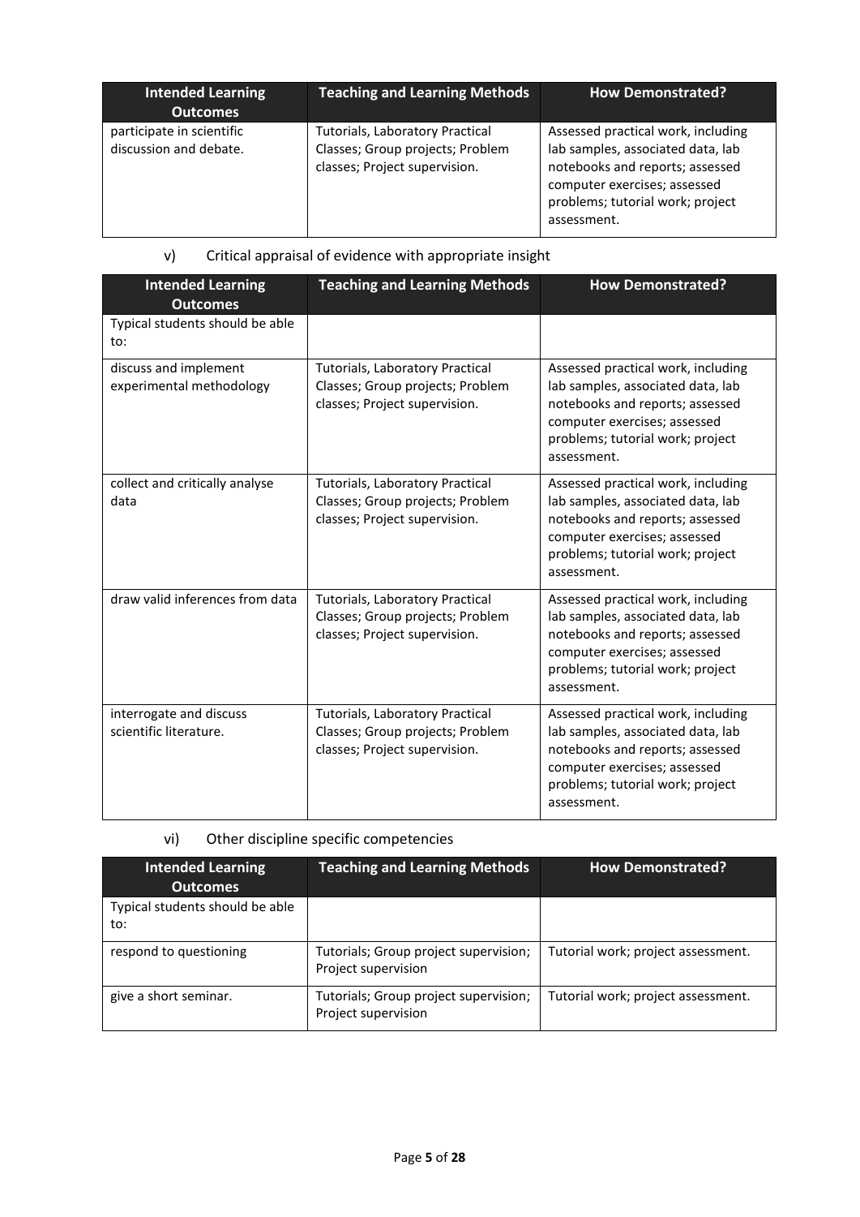| Intended Learning Outcomes | Teaching and Learning Methods | How Demonstrated? |
| --- | --- | --- |
| participate in scientific discussion and debate. | Tutorials, Laboratory Practical Classes; Group projects; Problem classes; Project supervision. | Assessed practical work, including lab samples, associated data, lab notebooks and reports; assessed computer exercises; assessed problems; tutorial work; project assessment. |

v) Critical appraisal of evidence with appropriate insight

| Intended Learning Outcomes | Teaching and Learning Methods | How Demonstrated? |
| --- | --- | --- |
| Typical students should be able to: | | |
| discuss and implement experimental methodology | Tutorials, Laboratory Practical Classes; Group projects; Problem classes; Project supervision. | Assessed practical work, including lab samples, associated data, lab notebooks and reports; assessed computer exercises; assessed problems; tutorial work; project assessment. |
| collect and critically analyse data | Tutorials, Laboratory Practical Classes; Group projects; Problem classes; Project supervision. | Assessed practical work, including lab samples, associated data, lab notebooks and reports; assessed computer exercises; assessed problems; tutorial work; project assessment. |
| draw valid inferences from data | Tutorials, Laboratory Practical Classes; Group projects; Problem classes; Project supervision. | Assessed practical work, including lab samples, associated data, lab notebooks and reports; assessed computer exercises; assessed problems; tutorial work; project assessment. |
| interrogate and discuss scientific literature. | Tutorials, Laboratory Practical Classes; Group projects; Problem classes; Project supervision. | Assessed practical work, including lab samples, associated data, lab notebooks and reports; assessed computer exercises; assessed problems; tutorial work; project assessment. |

vi) Other discipline specific competencies

| Intended Learning Outcomes | Teaching and Learning Methods | How Demonstrated? |
| --- | --- | --- |
| Typical students should be able to: | | |
| respond to questioning | Tutorials; Group project supervision; Project supervision | Tutorial work; project assessment. |
| give a short seminar. | Tutorials; Group project supervision; Project supervision | Tutorial work; project assessment. |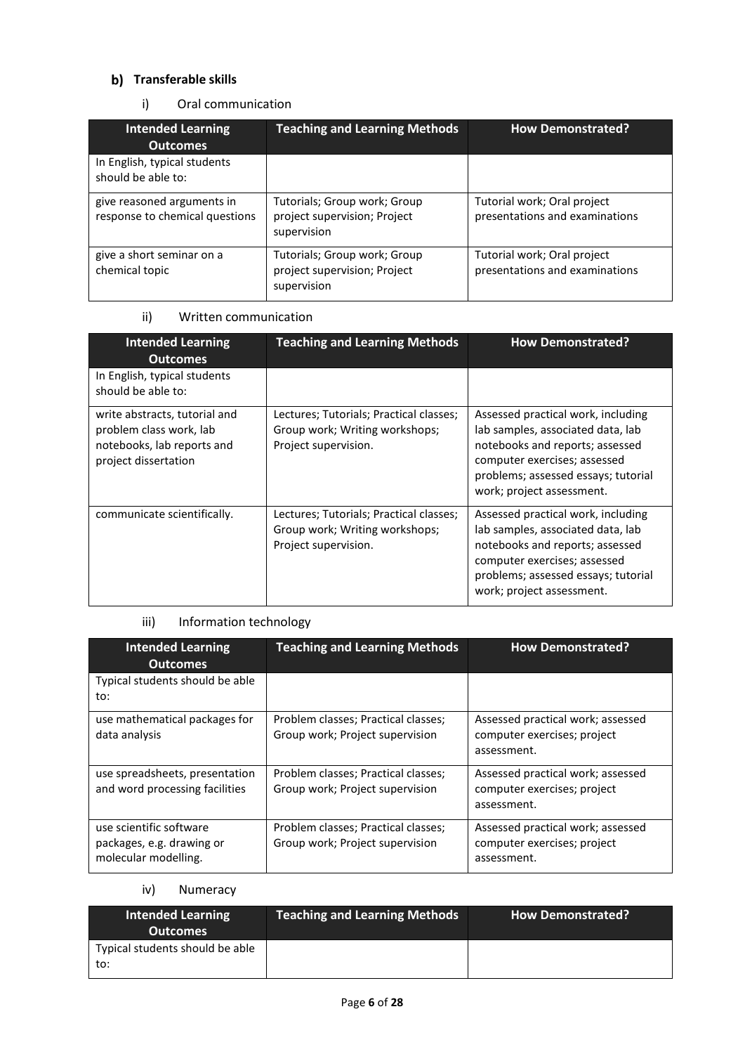## b) Transferable skills

### i) Oral communication

| Intended Learning Outcomes | Teaching and Learning Methods | How Demonstrated? |
|---|---|---|
| In English, typical students should be able to: | | |
| give reasoned arguments in response to chemical questions | Tutorials; Group work; Group project supervision; Project supervision | Tutorial work; Oral project presentations and examinations |
| give a short seminar on a chemical topic | Tutorials; Group work; Group project supervision; Project supervision | Tutorial work; Oral project presentations and examinations |

### ii) Written communication

| Intended Learning Outcomes | Teaching and Learning Methods | How Demonstrated? |
|---|---|---|
| In English, typical students should be able to: | | |
| write abstracts, tutorial and problem class work, lab notebooks, lab reports and project dissertation | Lectures; Tutorials; Practical classes; Group work; Writing workshops; Project supervision. | Assessed practical work, including lab samples, associated data, lab notebooks and reports; assessed computer exercises; assessed problems; assessed essays; tutorial work; project assessment. |
| communicate scientifically. | Lectures; Tutorials; Practical classes; Group work; Writing workshops; Project supervision. | Assessed practical work, including lab samples, associated data, lab notebooks and reports; assessed computer exercises; assessed problems; assessed essays; tutorial work; project assessment. |

### iii) Information technology

| Intended Learning Outcomes | Teaching and Learning Methods | How Demonstrated? |
|---|---|---|
| Typical students should be able to: | | |
| use mathematical packages for data analysis | Problem classes; Practical classes; Group work; Project supervision | Assessed practical work; assessed computer exercises; project assessment. |
| use spreadsheets, presentation and word processing facilities | Problem classes; Practical classes; Group work; Project supervision | Assessed practical work; assessed computer exercises; project assessment. |
| use scientific software packages, e.g. drawing or molecular modelling. | Problem classes; Practical classes; Group work; Project supervision | Assessed practical work; assessed computer exercises; project assessment. |

### iv) Numeracy

| Intended Learning Outcomes | Teaching and Learning Methods | How Demonstrated? |
|---|---|---|
| Typical students should be able to: | | |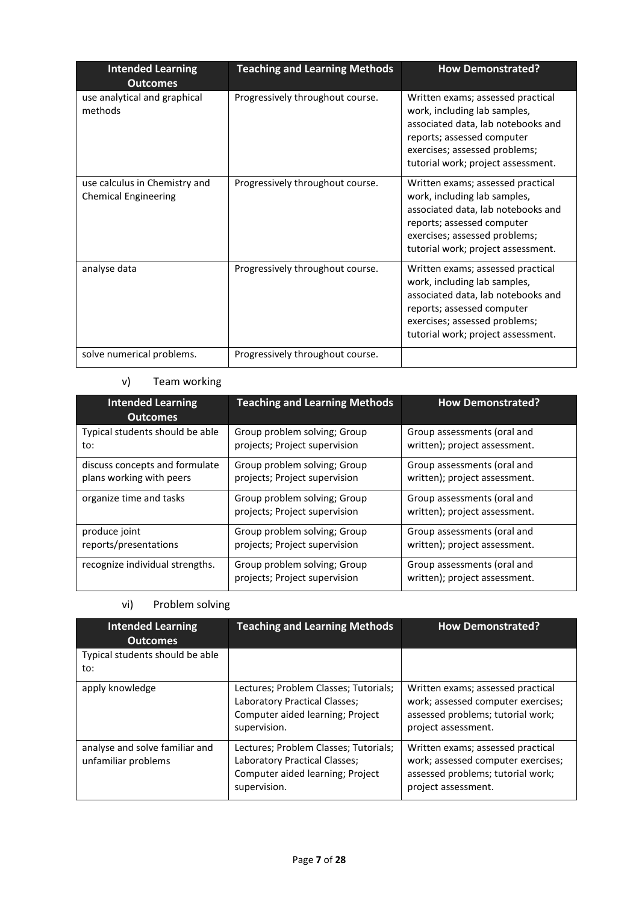| Intended Learning Outcomes | Teaching and Learning Methods | How Demonstrated? |
| --- | --- | --- |
| use analytical and graphical methods | Progressively throughout course. | Written exams; assessed practical work, including lab samples, associated data, lab notebooks and reports; assessed computer exercises; assessed problems; tutorial work; project assessment. |
| use calculus in Chemistry and Chemical Engineering | Progressively throughout course. | Written exams; assessed practical work, including lab samples, associated data, lab notebooks and reports; assessed computer exercises; assessed problems; tutorial work; project assessment. |
| analyse data | Progressively throughout course. | Written exams; assessed practical work, including lab samples, associated data, lab notebooks and reports; assessed computer exercises; assessed problems; tutorial work; project assessment. |
| solve numerical problems. | Progressively throughout course. | |

v) Team working

| Intended Learning Outcomes | Teaching and Learning Methods | How Demonstrated? |
| --- | --- | --- |
| Typical students should be able to: | Group problem solving; Group projects; Project supervision | Group assessments (oral and written); project assessment. |
| discuss concepts and formulate plans working with peers | Group problem solving; Group projects; Project supervision | Group assessments (oral and written); project assessment. |
| organize time and tasks | Group problem solving; Group projects; Project supervision | Group assessments (oral and written); project assessment. |
| produce joint reports/presentations | Group problem solving; Group projects; Project supervision | Group assessments (oral and written); project assessment. |
| recognize individual strengths. | Group problem solving; Group projects; Project supervision | Group assessments (oral and written); project assessment. |

vi) Problem solving

| Intended Learning Outcomes | Teaching and Learning Methods | How Demonstrated? |
| --- | --- | --- |
| Typical students should be able to: | | |
| apply knowledge | Lectures; Problem Classes; Tutorials; Laboratory Practical Classes; Computer aided learning; Project supervision. | Written exams; assessed practical work; assessed computer exercises; assessed problems; tutorial work; project assessment. |
| analyse and solve familiar and unfamiliar problems | Lectures; Problem Classes; Tutorials; Laboratory Practical Classes; Computer aided learning; Project supervision. | Written exams; assessed practical work; assessed computer exercises; assessed problems; tutorial work; project assessment. |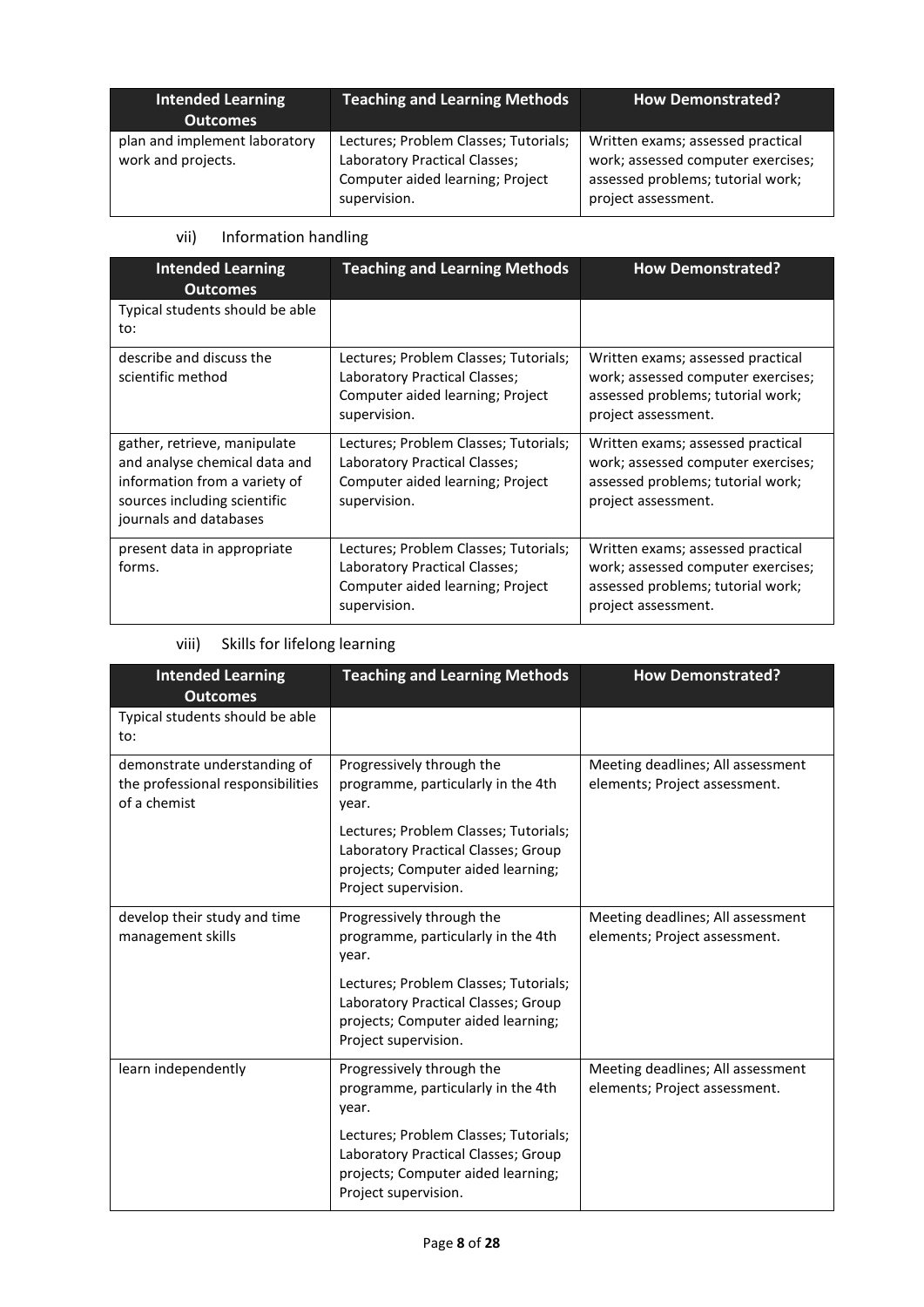| Intended Learning Outcomes | Teaching and Learning Methods | How Demonstrated? |
|---|---|---|
| plan and implement laboratory work and projects. | Lectures; Problem Classes; Tutorials; Laboratory Practical Classes; Computer aided learning; Project supervision. | Written exams; assessed practical work; assessed computer exercises; assessed problems; tutorial work; project assessment. |

vii) Information handling

| Intended Learning Outcomes | Teaching and Learning Methods | How Demonstrated? |
|---|---|---|
| Typical students should be able to: | | |
| describe and discuss the scientific method | Lectures; Problem Classes; Tutorials; Laboratory Practical Classes; Computer aided learning; Project supervision. | Written exams; assessed practical work; assessed computer exercises; assessed problems; tutorial work; project assessment. |
| gather, retrieve, manipulate and analyse chemical data and information from a variety of sources including scientific journals and databases | Lectures; Problem Classes; Tutorials; Laboratory Practical Classes; Computer aided learning; Project supervision. | Written exams; assessed practical work; assessed computer exercises; assessed problems; tutorial work; project assessment. |
| present data in appropriate forms. | Lectures; Problem Classes; Tutorials; Laboratory Practical Classes; Computer aided learning; Project supervision. | Written exams; assessed practical work; assessed computer exercises; assessed problems; tutorial work; project assessment. |

viii) Skills for lifelong learning

| Intended Learning Outcomes | Teaching and Learning Methods | How Demonstrated? |
|---|---|---|
| Typical students should be able to: | | |
| demonstrate understanding of the professional responsibilities of a chemist | Progressively through the programme, particularly in the 4th year.<br><br>Lectures; Problem Classes; Tutorials; Laboratory Practical Classes; Group projects; Computer aided learning; Project supervision. | Meeting deadlines; All assessment elements; Project assessment. |
| develop their study and time management skills | Progressively through the programme, particularly in the 4th year.<br><br>Lectures; Problem Classes; Tutorials; Laboratory Practical Classes; Group projects; Computer aided learning; Project supervision. | Meeting deadlines; All assessment elements; Project assessment. |
| learn independently | Progressively through the programme, particularly in the 4th year.<br><br>Lectures; Problem Classes; Tutorials; Laboratory Practical Classes; Group projects; Computer aided learning; Project supervision. | Meeting deadlines; All assessment elements; Project assessment. |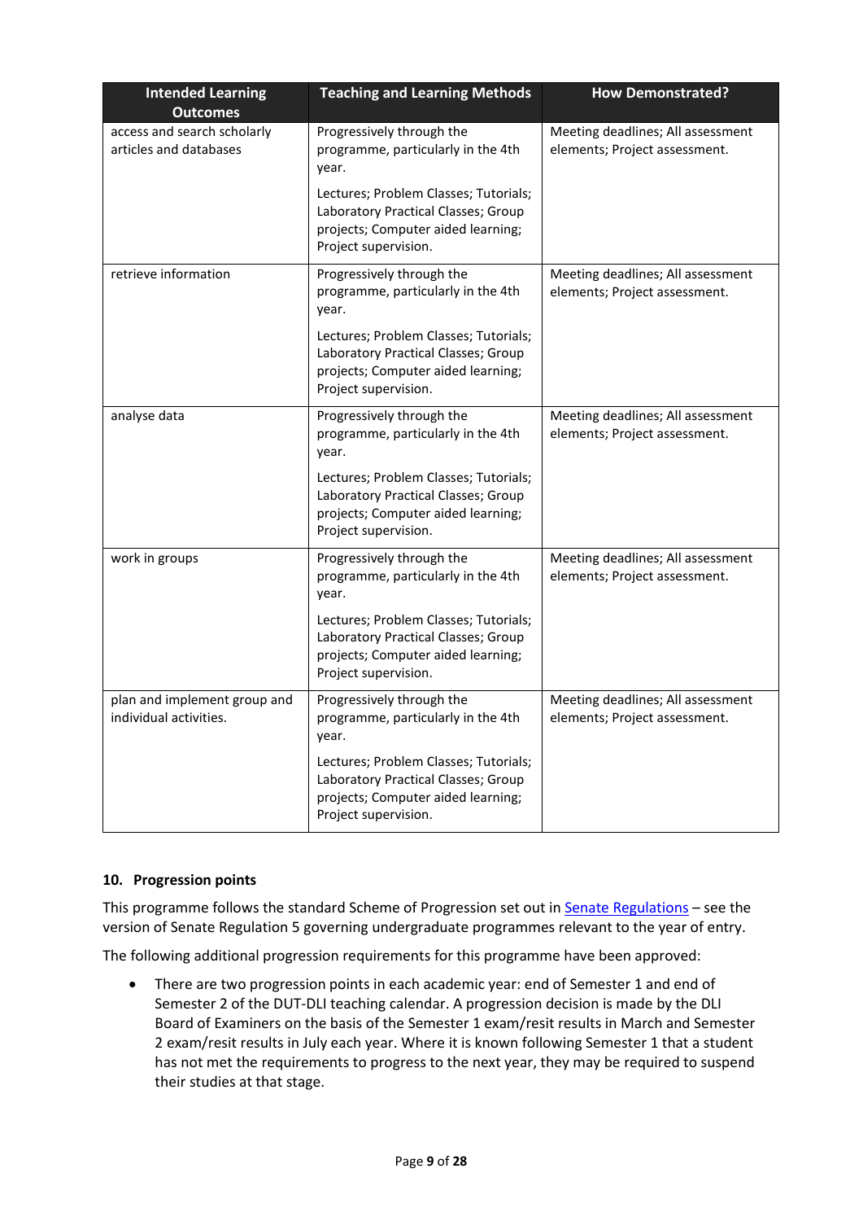| Intended Learning Outcomes | Teaching and Learning Methods | How Demonstrated? |
|---|---|---|
| access and search scholarly articles and databases | Progressively through the programme, particularly in the 4th year.<br><br>Lectures; Problem Classes; Tutorials; Laboratory Practical Classes; Group projects; Computer aided learning; Project supervision. | Meeting deadlines; All assessment elements; Project assessment. |
| retrieve information | Progressively through the programme, particularly in the 4th year.<br><br>Lectures; Problem Classes; Tutorials; Laboratory Practical Classes; Group projects; Computer aided learning; Project supervision. | Meeting deadlines; All assessment elements; Project assessment. |
| analyse data | Progressively through the programme, particularly in the 4th year.<br><br>Lectures; Problem Classes; Tutorials; Laboratory Practical Classes; Group projects; Computer aided learning; Project supervision. | Meeting deadlines; All assessment elements; Project assessment. |
| work in groups | Progressively through the programme, particularly in the 4th year.<br><br>Lectures; Problem Classes; Tutorials; Laboratory Practical Classes; Group projects; Computer aided learning; Project supervision. | Meeting deadlines; All assessment elements; Project assessment. |
| plan and implement group and individual activities. | Progressively through the programme, particularly in the 4th year.<br><br>Lectures; Problem Classes; Tutorials; Laboratory Practical Classes; Group projects; Computer aided learning; Project supervision. | Meeting deadlines; All assessment elements; Project assessment. |

### 10. Progression points

This programme follows the standard Scheme of Progression set out in Senate Regulations – see the version of Senate Regulation 5 governing undergraduate programmes relevant to the year of entry.

The following additional progression requirements for this programme have been approved:

- There are two progression points in each academic year: end of Semester 1 and end of Semester 2 of the DUT-DLI teaching calendar. A progression decision is made by the DLI Board of Examiners on the basis of the Semester 1 exam/resit results in March and Semester 2 exam/resit results in July each year. Where it is known following Semester 1 that a student has not met the requirements to progress to the next year, they may be required to suspend their studies at that stage.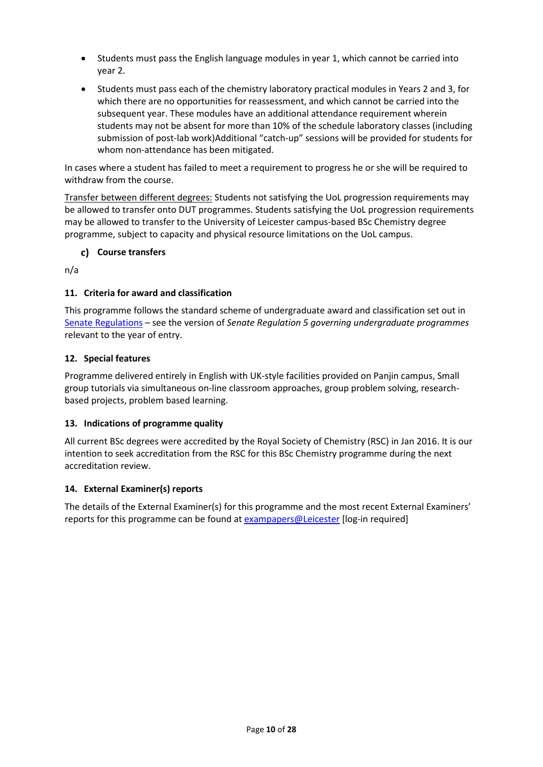- Students must pass the English language modules in year 1, which cannot be carried into year 2.
- Students must pass each of the chemistry laboratory practical modules in Years 2 and 3, for which there are no opportunities for reassessment, and which cannot be carried into the subsequent year. These modules have an additional attendance requirement wherein students may not be absent for more than 10% of the schedule laboratory classes (including submission of post-lab work)Additional "catch-up" sessions will be provided for students for whom non-attendance has been mitigated.

In cases where a student has failed to meet a requirement to progress he or she will be required to withdraw from the course.

Transfer between different degrees: Students not satisfying the UoL progression requirements may be allowed to transfer onto DUT programmes. Students satisfying the UoL progression requirements may be allowed to transfer to the University of Leicester campus-based BSc Chemistry degree programme, subject to capacity and physical resource limitations on the UoL campus.

### c) Course transfers

n/a

### 11. Criteria for award and classification

This programme follows the standard scheme of undergraduate award and classification set out in Senate Regulations – see the version of *Senate Regulation 5 governing undergraduate programmes* relevant to the year of entry.

### 12. Special features

Programme delivered entirely in English with UK-style facilities provided on Panjin campus, Small group tutorials via simultaneous on-line classroom approaches, group problem solving, research-based projects, problem based learning.

### 13. Indications of programme quality

All current BSc degrees were accredited by the Royal Society of Chemistry (RSC) in Jan 2016. It is our intention to seek accreditation from the RSC for this BSc Chemistry programme during the next accreditation review.

### 14. External Examiner(s) reports

The details of the External Examiner(s) for this programme and the most recent External Examiners' reports for this programme can be found at exampapers@Leicester [log-in required]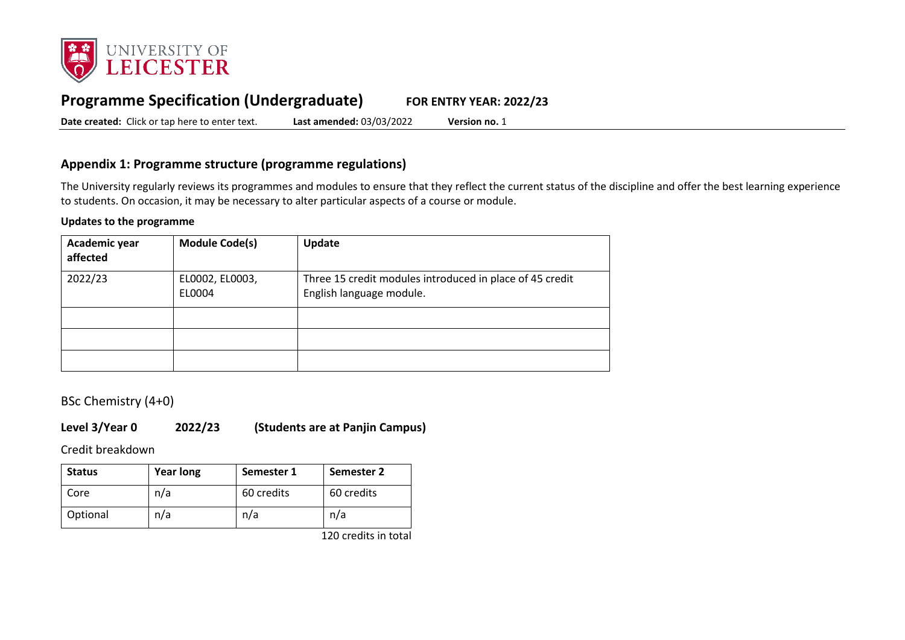# Programme Specification (Undergraduate) FOR ENTRY YEAR: 2022/23

**Date created:** Click or tap here to enter text. **Last amended:** 03/03/2022 **Version no.** 1

## Appendix 1: Programme structure (programme regulations)

The University regularly reviews its programmes and modules to ensure that they reflect the current status of the discipline and offer the best learning experience to students. On occasion, it may be necessary to alter particular aspects of a course or module.

**Updates to the programme**

| Academic year affected | Module Code(s) | Update |
|---|---|---|
| 2022/23 | EL0002, EL0003, EL0004 | Three 15 credit modules introduced in place of 45 credit English language module. |
| | | |
| | | |
| | | |

BSc Chemistry (4+0)

**Level 3/Year 0 2022/23 (Students are at Panjin Campus)**

Credit breakdown

| Status | Year long | Semester 1 | Semester 2 |
|---|---|---|---|
| Core | n/a | 60 credits | 60 credits |
| Optional | n/a | n/a | n/a |

120 credits in total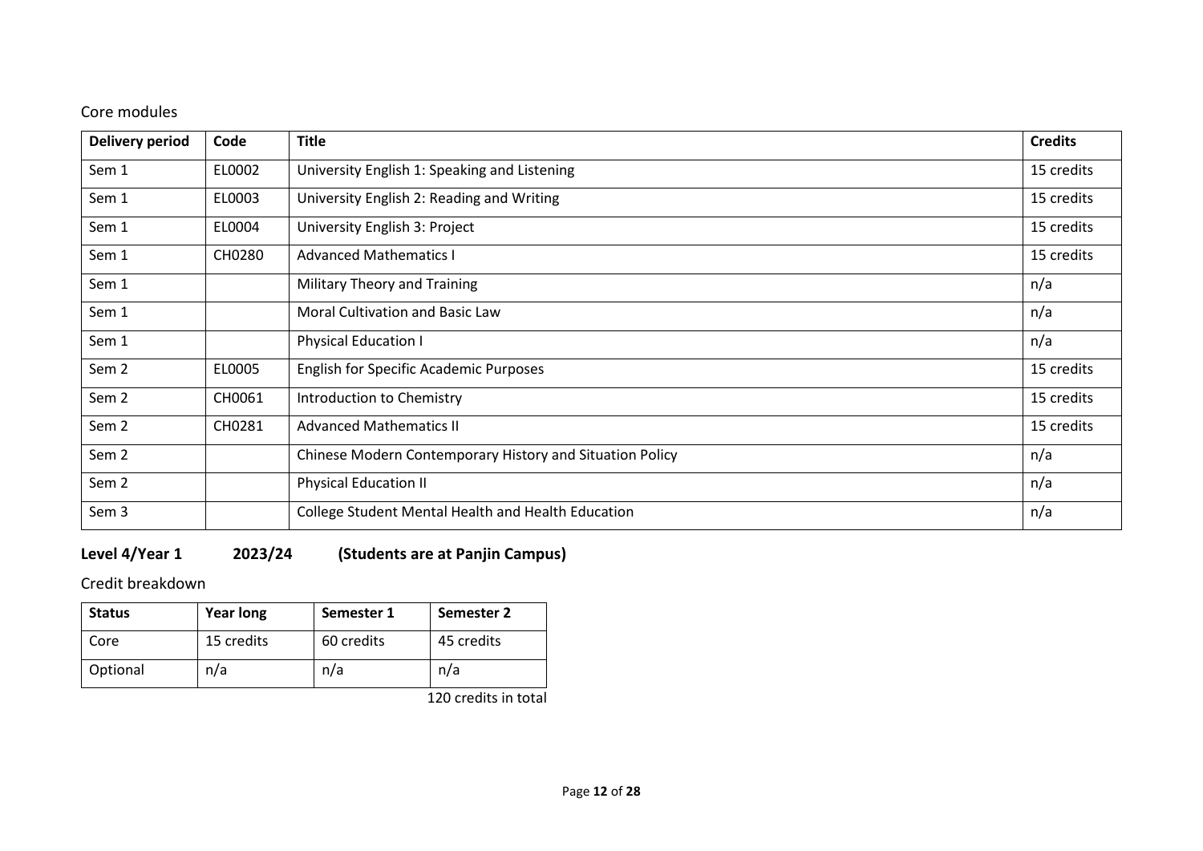Core modules

| Delivery period | Code | Title | Credits |
|---|---|---|---|
| Sem 1 | EL0002 | University English 1: Speaking and Listening | 15 credits |
| Sem 1 | EL0003 | University English 2: Reading and Writing | 15 credits |
| Sem 1 | EL0004 | University English 3: Project | 15 credits |
| Sem 1 | CH0280 | Advanced Mathematics I | 15 credits |
| Sem 1 | | Military Theory and Training | n/a |
| Sem 1 | | Moral Cultivation and Basic Law | n/a |
| Sem 1 | | Physical Education I | n/a |
| Sem 2 | EL0005 | English for Specific Academic Purposes | 15 credits |
| Sem 2 | CH0061 | Introduction to Chemistry | 15 credits |
| Sem 2 | CH0281 | Advanced Mathematics II | 15 credits |
| Sem 2 | | Chinese Modern Contemporary History and Situation Policy | n/a |
| Sem 2 | | Physical Education II | n/a |
| Sem 3 | | College Student Mental Health and Health Education | n/a |

### Level 4/Year 1 2023/24 (Students are at Panjin Campus)

Credit breakdown

| Status | Year long | Semester 1 | Semester 2 |
|---|---|---|---|
| Core | 15 credits | 60 credits | 45 credits |
| Optional | n/a | n/a | n/a |

120 credits in total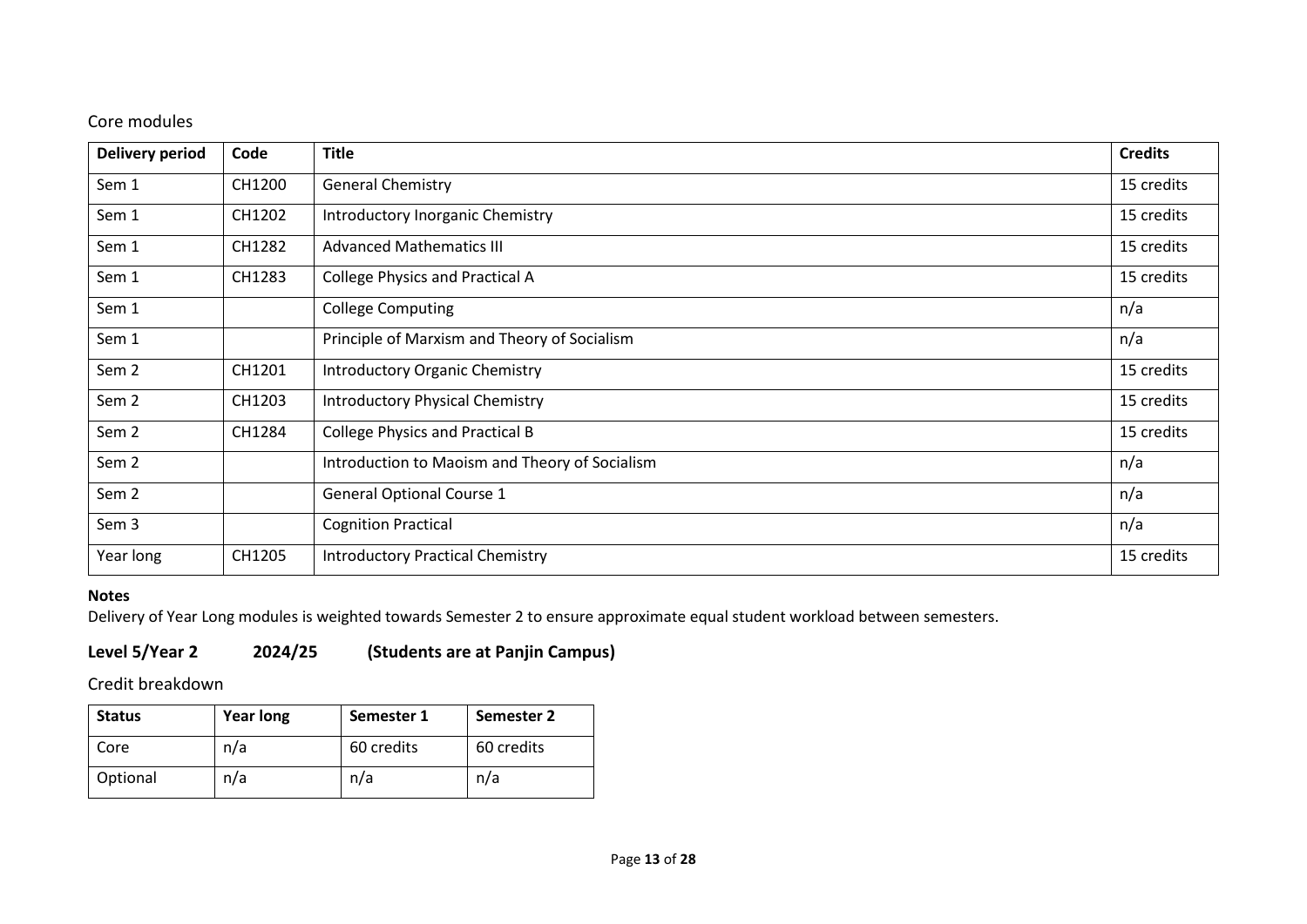Core modules

| Delivery period | Code | Title | Credits |
|---|---|---|---|
| Sem 1 | CH1200 | General Chemistry | 15 credits |
| Sem 1 | CH1202 | Introductory Inorganic Chemistry | 15 credits |
| Sem 1 | CH1282 | Advanced Mathematics III | 15 credits |
| Sem 1 | CH1283 | College Physics and Practical A | 15 credits |
| Sem 1 | | College Computing | n/a |
| Sem 1 | | Principle of Marxism and Theory of Socialism | n/a |
| Sem 2 | CH1201 | Introductory Organic Chemistry | 15 credits |
| Sem 2 | CH1203 | Introductory Physical Chemistry | 15 credits |
| Sem 2 | CH1284 | College Physics and Practical B | 15 credits |
| Sem 2 | | Introduction to Maoism and Theory of Socialism | n/a |
| Sem 2 | | General Optional Course 1 | n/a |
| Sem 3 | | Cognition Practical | n/a |
| Year long | CH1205 | Introductory Practical Chemistry | 15 credits |

**Notes**

Delivery of Year Long modules is weighted towards Semester 2 to ensure approximate equal student workload between semesters.

## Level 5/Year 2 2024/25 (Students are at Panjin Campus)

Credit breakdown

| Status | Year long | Semester 1 | Semester 2 |
|---|---|---|---|
| Core | n/a | 60 credits | 60 credits |
| Optional | n/a | n/a | n/a |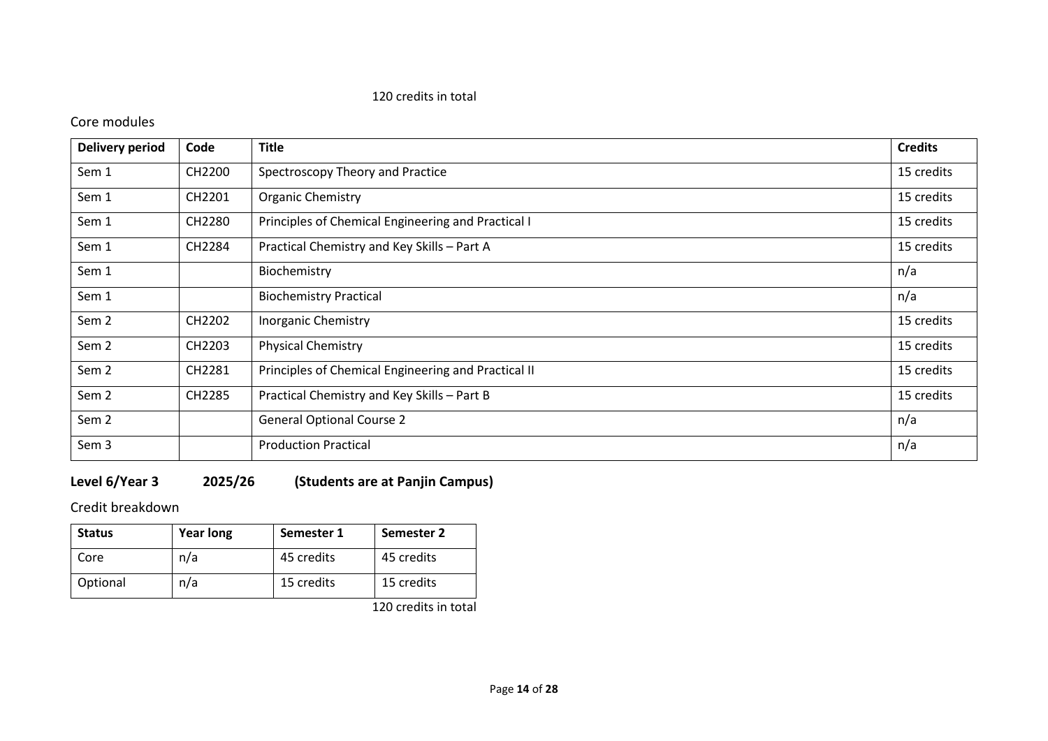120 credits in total

Core modules

| Delivery period | Code | Title | Credits |
|---|---|---|---|
| Sem 1 | CH2200 | Spectroscopy Theory and Practice | 15 credits |
| Sem 1 | CH2201 | Organic Chemistry | 15 credits |
| Sem 1 | CH2280 | Principles of Chemical Engineering and Practical I | 15 credits |
| Sem 1 | CH2284 | Practical Chemistry and Key Skills – Part A | 15 credits |
| Sem 1 | | Biochemistry | n/a |
| Sem 1 | | Biochemistry Practical | n/a |
| Sem 2 | CH2202 | Inorganic Chemistry | 15 credits |
| Sem 2 | CH2203 | Physical Chemistry | 15 credits |
| Sem 2 | CH2281 | Principles of Chemical Engineering and Practical II | 15 credits |
| Sem 2 | CH2285 | Practical Chemistry and Key Skills – Part B | 15 credits |
| Sem 2 | | General Optional Course 2 | n/a |
| Sem 3 | | Production Practical | n/a |

**Level 6/Year 3 2025/26 (Students are at Panjin Campus)**

Credit breakdown

| Status | Year long | Semester 1 | Semester 2 |
|---|---|---|---|
| Core | n/a | 45 credits | 45 credits |
| Optional | n/a | 15 credits | 15 credits |

120 credits in total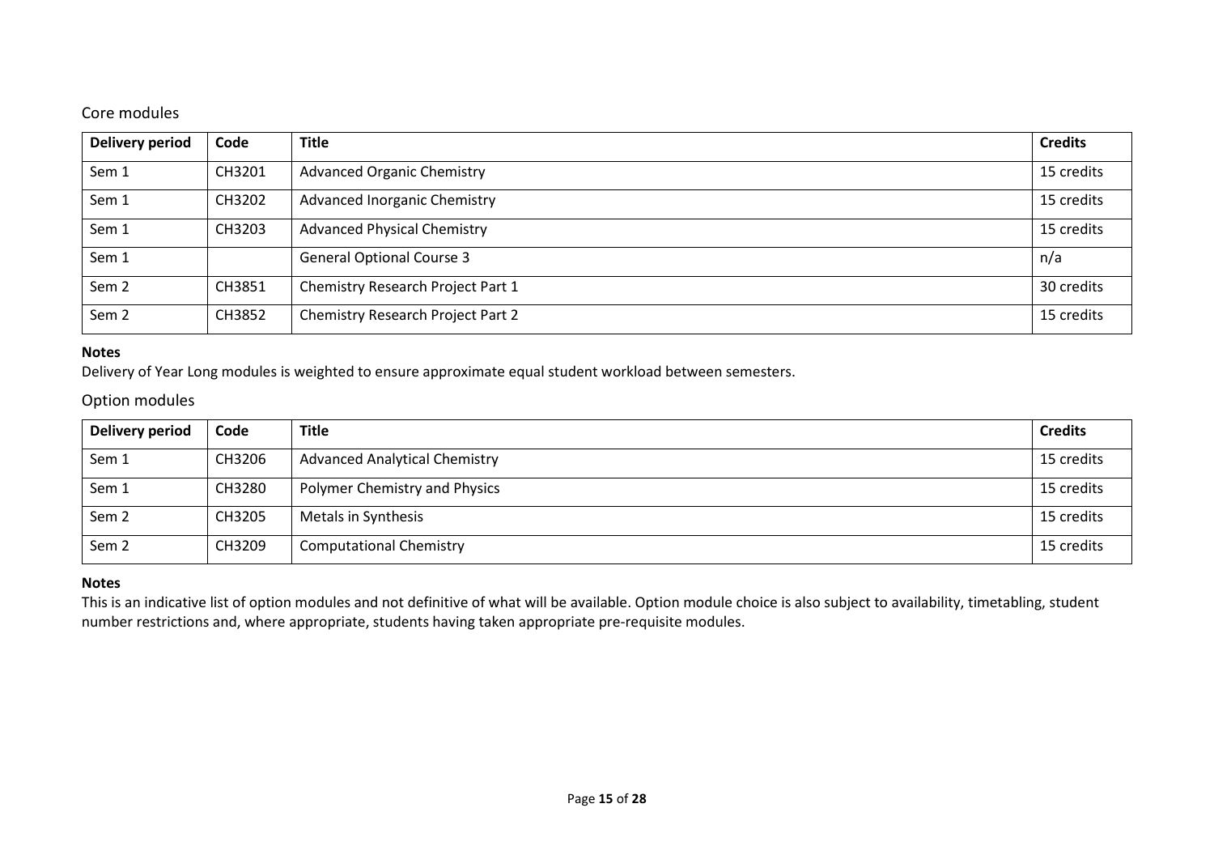## Core modules

| Delivery period | Code | Title | Credits |
|---|---|---|---|
| Sem 1 | CH3201 | Advanced Organic Chemistry | 15 credits |
| Sem 1 | CH3202 | Advanced Inorganic Chemistry | 15 credits |
| Sem 1 | CH3203 | Advanced Physical Chemistry | 15 credits |
| Sem 1 | | General Optional Course 3 | n/a |
| Sem 2 | CH3851 | Chemistry Research Project Part 1 | 30 credits |
| Sem 2 | CH3852 | Chemistry Research Project Part 2 | 15 credits |

**Notes**

Delivery of Year Long modules is weighted to ensure approximate equal student workload between semesters.

## Option modules

| Delivery period | Code | Title | Credits |
|---|---|---|---|
| Sem 1 | CH3206 | Advanced Analytical Chemistry | 15 credits |
| Sem 1 | CH3280 | Polymer Chemistry and Physics | 15 credits |
| Sem 2 | CH3205 | Metals in Synthesis | 15 credits |
| Sem 2 | CH3209 | Computational Chemistry | 15 credits |

**Notes**

This is an indicative list of option modules and not definitive of what will be available. Option module choice is also subject to availability, timetabling, student number restrictions and, where appropriate, students having taken appropriate pre-requisite modules.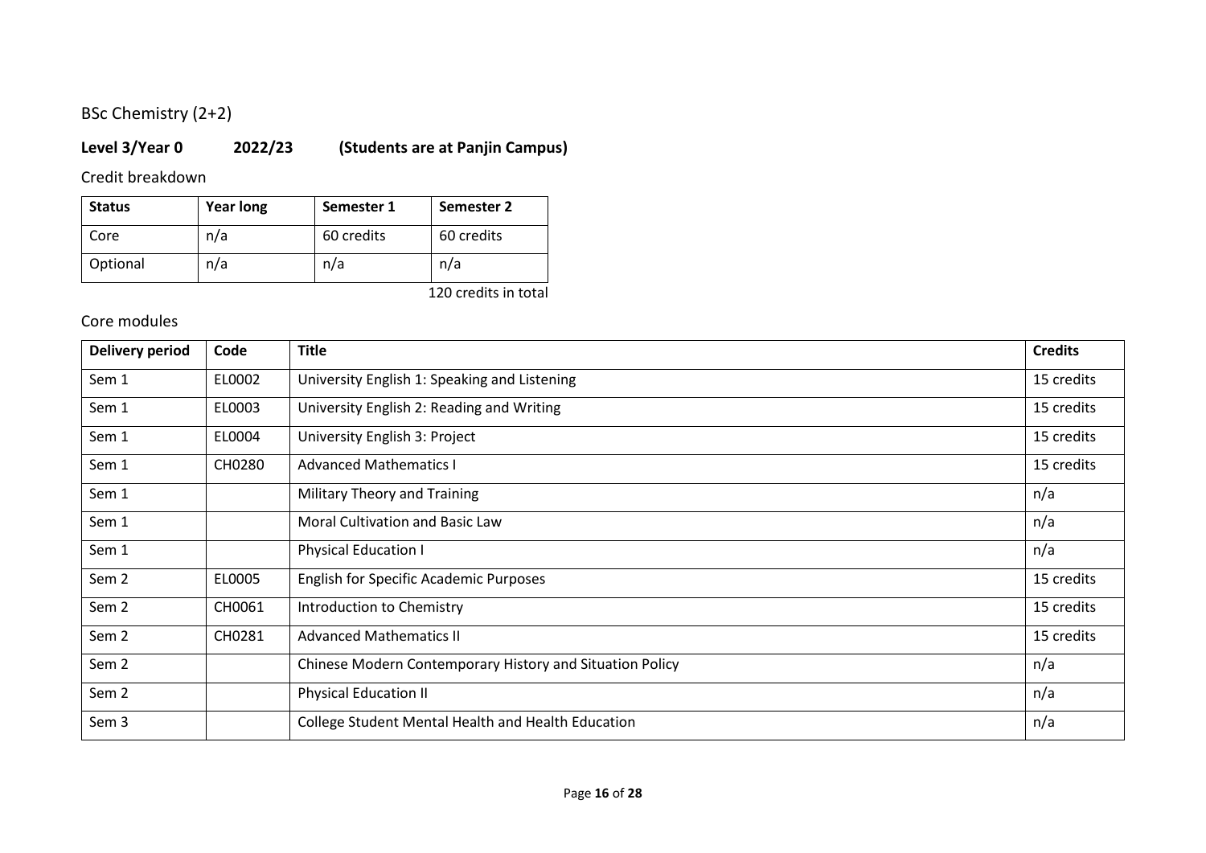## BSc Chemistry (2+2)

**Level 3/Year 0 2022/23 (Students are at Panjin Campus)**

### Credit breakdown

| Status | Year long | Semester 1 | Semester 2 |
|---|---|---|---|
| Core | n/a | 60 credits | 60 credits |
| Optional | n/a | n/a | n/a |

120 credits in total

### Core modules

| Delivery period | Code | Title | Credits |
|---|---|---|---|
| Sem 1 | EL0002 | University English 1: Speaking and Listening | 15 credits |
| Sem 1 | EL0003 | University English 2: Reading and Writing | 15 credits |
| Sem 1 | EL0004 | University English 3: Project | 15 credits |
| Sem 1 | CH0280 | Advanced Mathematics I | 15 credits |
| Sem 1 | | Military Theory and Training | n/a |
| Sem 1 | | Moral Cultivation and Basic Law | n/a |
| Sem 1 | | Physical Education I | n/a |
| Sem 2 | EL0005 | English for Specific Academic Purposes | 15 credits |
| Sem 2 | CH0061 | Introduction to Chemistry | 15 credits |
| Sem 2 | CH0281 | Advanced Mathematics II | 15 credits |
| Sem 2 | | Chinese Modern Contemporary History and Situation Policy | n/a |
| Sem 2 | | Physical Education II | n/a |
| Sem 3 | | College Student Mental Health and Health Education | n/a |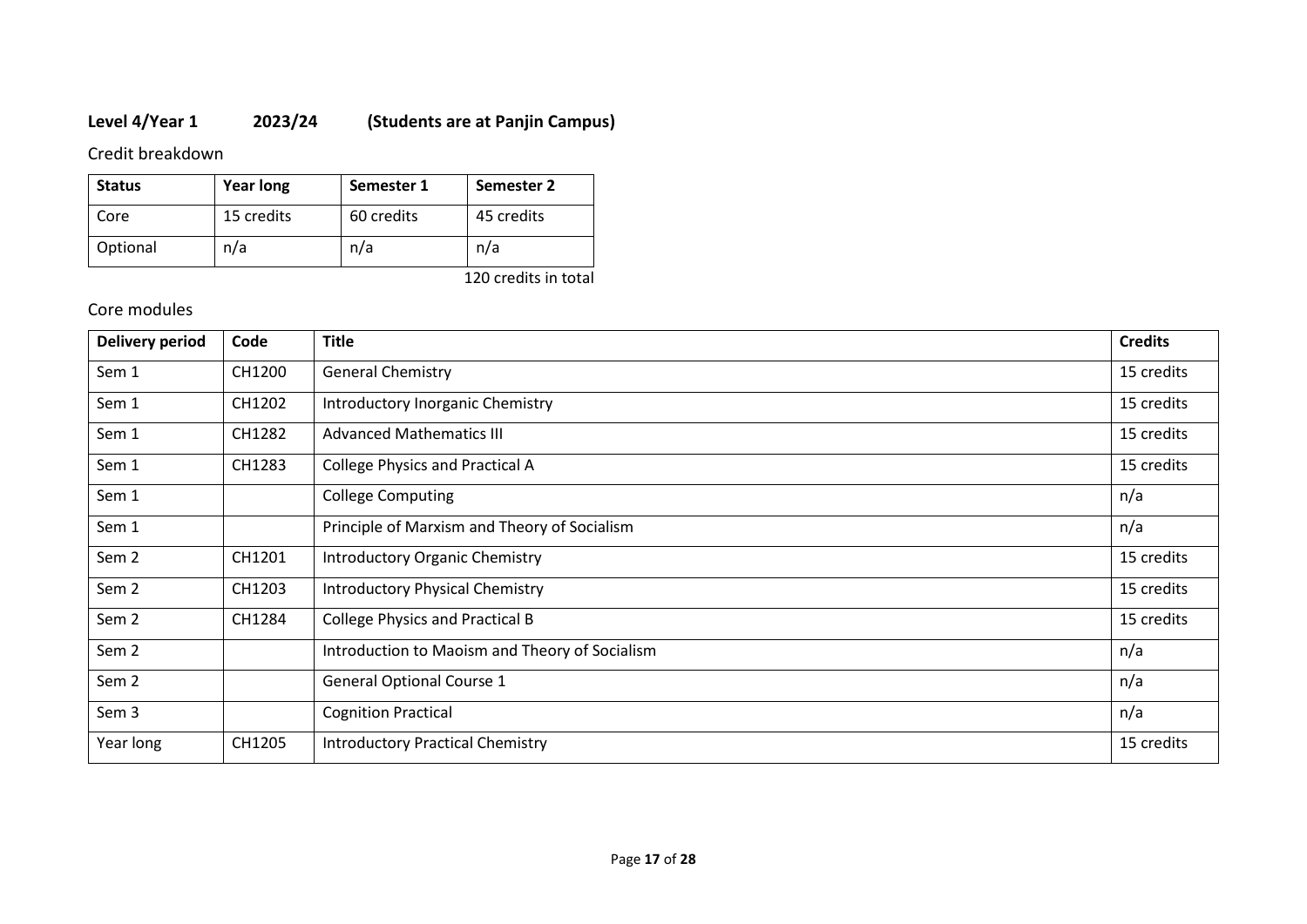**Level 4/Year 1 2023/24 (Students are at Panjin Campus)**

Credit breakdown

| Status | Year long | Semester 1 | Semester 2 |
|---|---|---|---|
| Core | 15 credits | 60 credits | 45 credits |
| Optional | n/a | n/a | n/a |

120 credits in total

Core modules

| Delivery period | Code | Title | Credits |
|---|---|---|---|
| Sem 1 | CH1200 | General Chemistry | 15 credits |
| Sem 1 | CH1202 | Introductory Inorganic Chemistry | 15 credits |
| Sem 1 | CH1282 | Advanced Mathematics III | 15 credits |
| Sem 1 | CH1283 | College Physics and Practical A | 15 credits |
| Sem 1 | | College Computing | n/a |
| Sem 1 | | Principle of Marxism and Theory of Socialism | n/a |
| Sem 2 | CH1201 | Introductory Organic Chemistry | 15 credits |
| Sem 2 | CH1203 | Introductory Physical Chemistry | 15 credits |
| Sem 2 | CH1284 | College Physics and Practical B | 15 credits |
| Sem 2 | | Introduction to Maoism and Theory of Socialism | n/a |
| Sem 2 | | General Optional Course 1 | n/a |
| Sem 3 | | Cognition Practical | n/a |
| Year long | CH1205 | Introductory Practical Chemistry | 15 credits |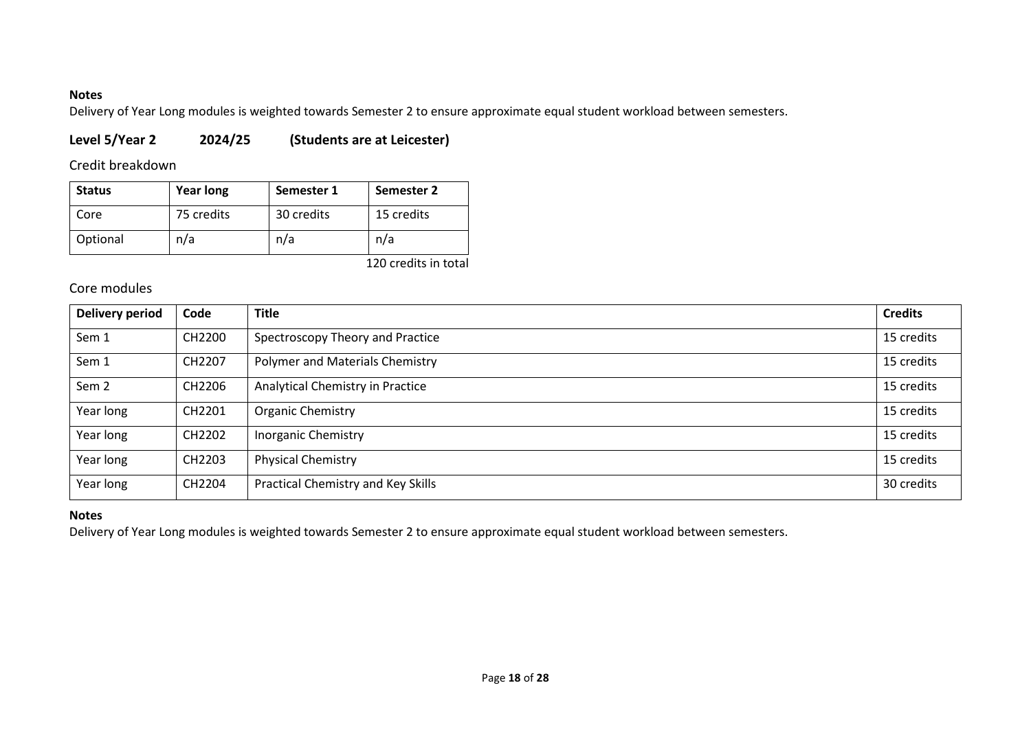**Notes**

Delivery of Year Long modules is weighted towards Semester 2 to ensure approximate equal student workload between semesters.

## Level 5/Year 2 2024/25 (Students are at Leicester)

### Credit breakdown

| Status | Year long | Semester 1 | Semester 2 |
|---|---|---|---|
| Core | 75 credits | 30 credits | 15 credits |
| Optional | n/a | n/a | n/a |

120 credits in total

### Core modules

| Delivery period | Code | Title | Credits |
|---|---|---|---|
| Sem 1 | CH2200 | Spectroscopy Theory and Practice | 15 credits |
| Sem 1 | CH2207 | Polymer and Materials Chemistry | 15 credits |
| Sem 2 | CH2206 | Analytical Chemistry in Practice | 15 credits |
| Year long | CH2201 | Organic Chemistry | 15 credits |
| Year long | CH2202 | Inorganic Chemistry | 15 credits |
| Year long | CH2203 | Physical Chemistry | 15 credits |
| Year long | CH2204 | Practical Chemistry and Key Skills | 30 credits |

**Notes**

Delivery of Year Long modules is weighted towards Semester 2 to ensure approximate equal student workload between semesters.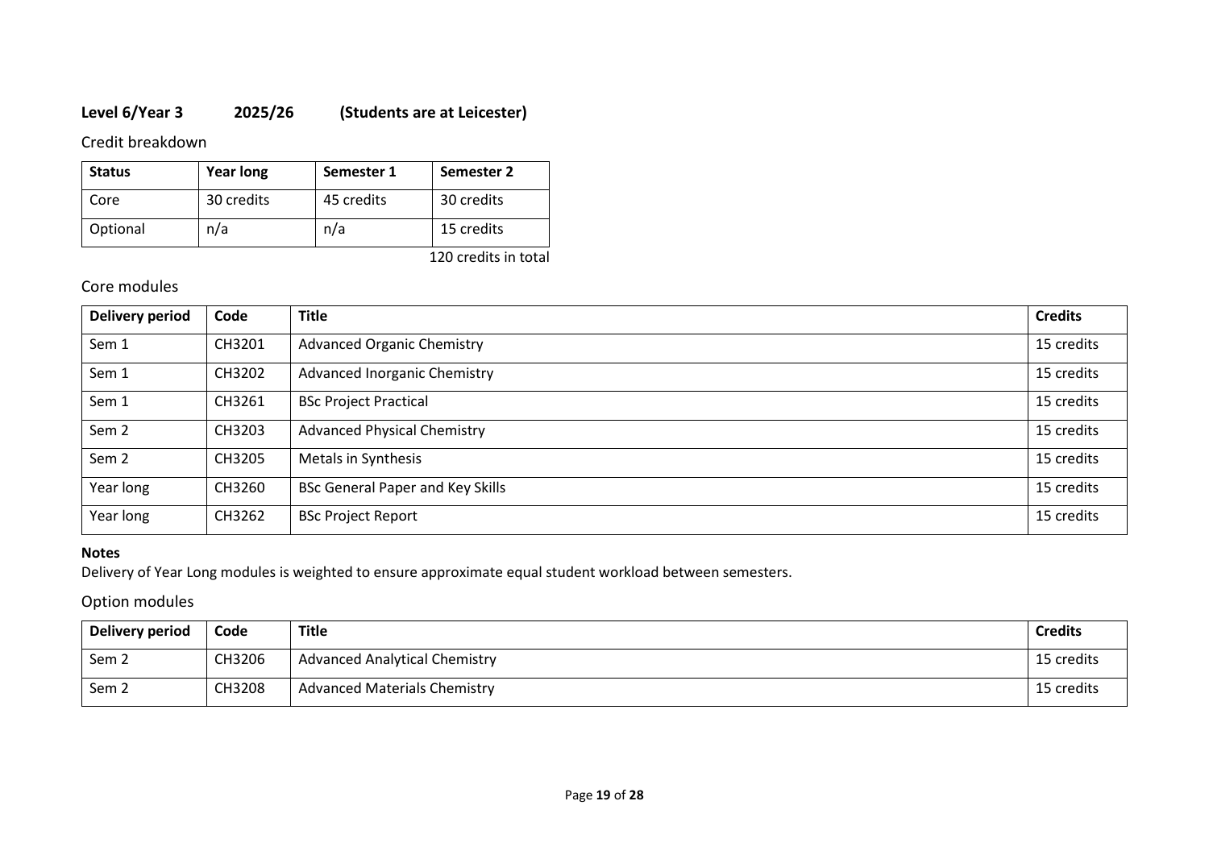### Level 6/Year 3 2025/26 (Students are at Leicester)

#### Credit breakdown

| Status | Year long | Semester 1 | Semester 2 |
|---|---|---|---|
| Core | 30 credits | 45 credits | 30 credits |
| Optional | n/a | n/a | 15 credits |

120 credits in total

#### Core modules

| Delivery period | Code | Title | Credits |
|---|---|---|---|
| Sem 1 | CH3201 | Advanced Organic Chemistry | 15 credits |
| Sem 1 | CH3202 | Advanced Inorganic Chemistry | 15 credits |
| Sem 1 | CH3261 | BSc Project Practical | 15 credits |
| Sem 2 | CH3203 | Advanced Physical Chemistry | 15 credits |
| Sem 2 | CH3205 | Metals in Synthesis | 15 credits |
| Year long | CH3260 | BSc General Paper and Key Skills | 15 credits |
| Year long | CH3262 | BSc Project Report | 15 credits |

**Notes**

Delivery of Year Long modules is weighted to ensure approximate equal student workload between semesters.

#### Option modules

| Delivery period | Code | Title | Credits |
|---|---|---|---|
| Sem 2 | CH3206 | Advanced Analytical Chemistry | 15 credits |
| Sem 2 | CH3208 | Advanced Materials Chemistry | 15 credits |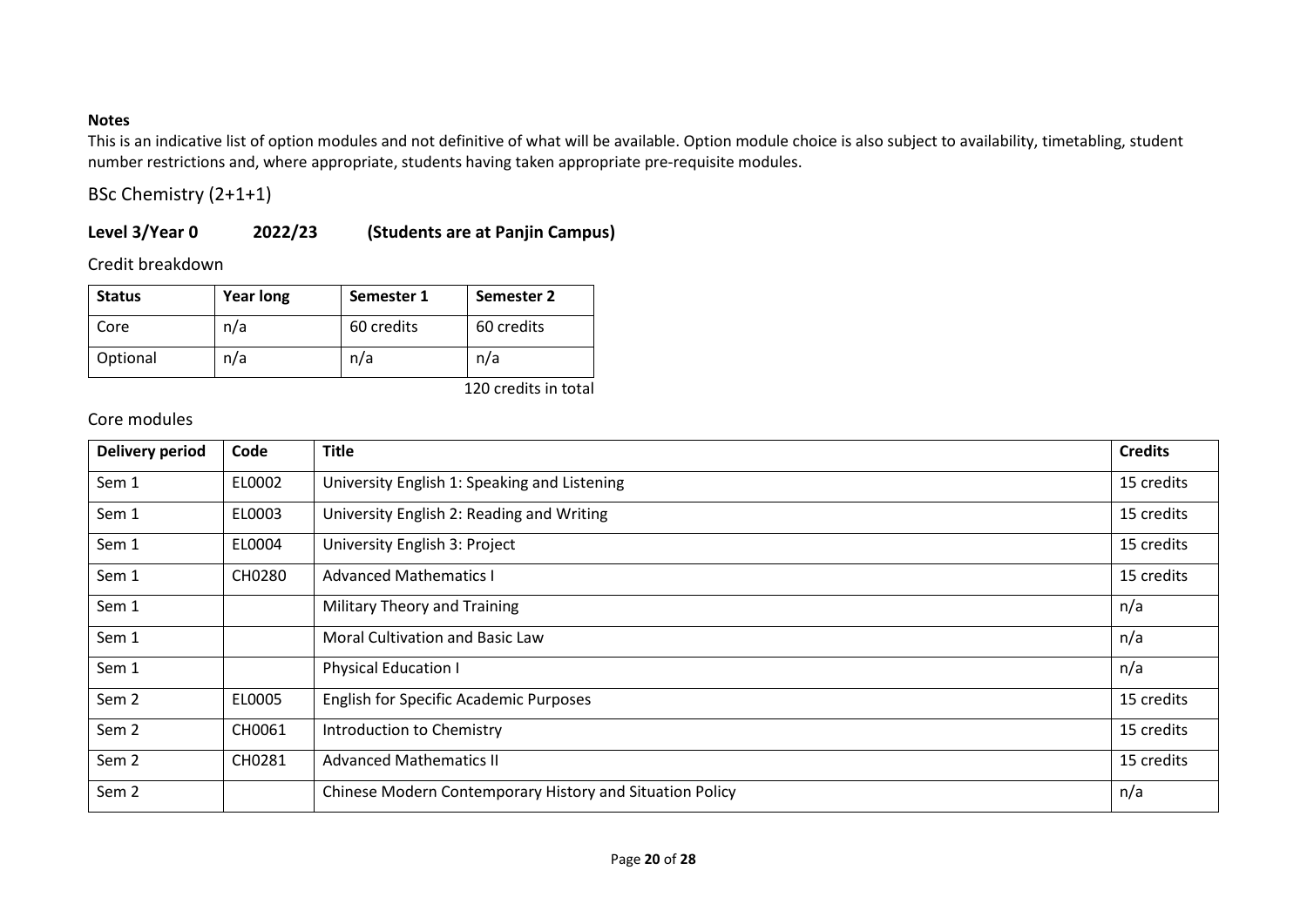**Notes**

This is an indicative list of option modules and not definitive of what will be available. Option module choice is also subject to availability, timetabling, student number restrictions and, where appropriate, students having taken appropriate pre-requisite modules.

## BSc Chemistry (2+1+1)

### Level 3/Year 0 2022/23 (Students are at Panjin Campus)

Credit breakdown

| Status | Year long | Semester 1 | Semester 2 |
|---|---|---|---|
| Core | n/a | 60 credits | 60 credits |
| Optional | n/a | n/a | n/a |

120 credits in total

Core modules

| Delivery period | Code | Title | Credits |
|---|---|---|---|
| Sem 1 | EL0002 | University English 1: Speaking and Listening | 15 credits |
| Sem 1 | EL0003 | University English 2: Reading and Writing | 15 credits |
| Sem 1 | EL0004 | University English 3: Project | 15 credits |
| Sem 1 | CH0280 | Advanced Mathematics I | 15 credits |
| Sem 1 | | Military Theory and Training | n/a |
| Sem 1 | | Moral Cultivation and Basic Law | n/a |
| Sem 1 | | Physical Education I | n/a |
| Sem 2 | EL0005 | English for Specific Academic Purposes | 15 credits |
| Sem 2 | CH0061 | Introduction to Chemistry | 15 credits |
| Sem 2 | CH0281 | Advanced Mathematics II | 15 credits |
| Sem 2 | | Chinese Modern Contemporary History and Situation Policy | n/a |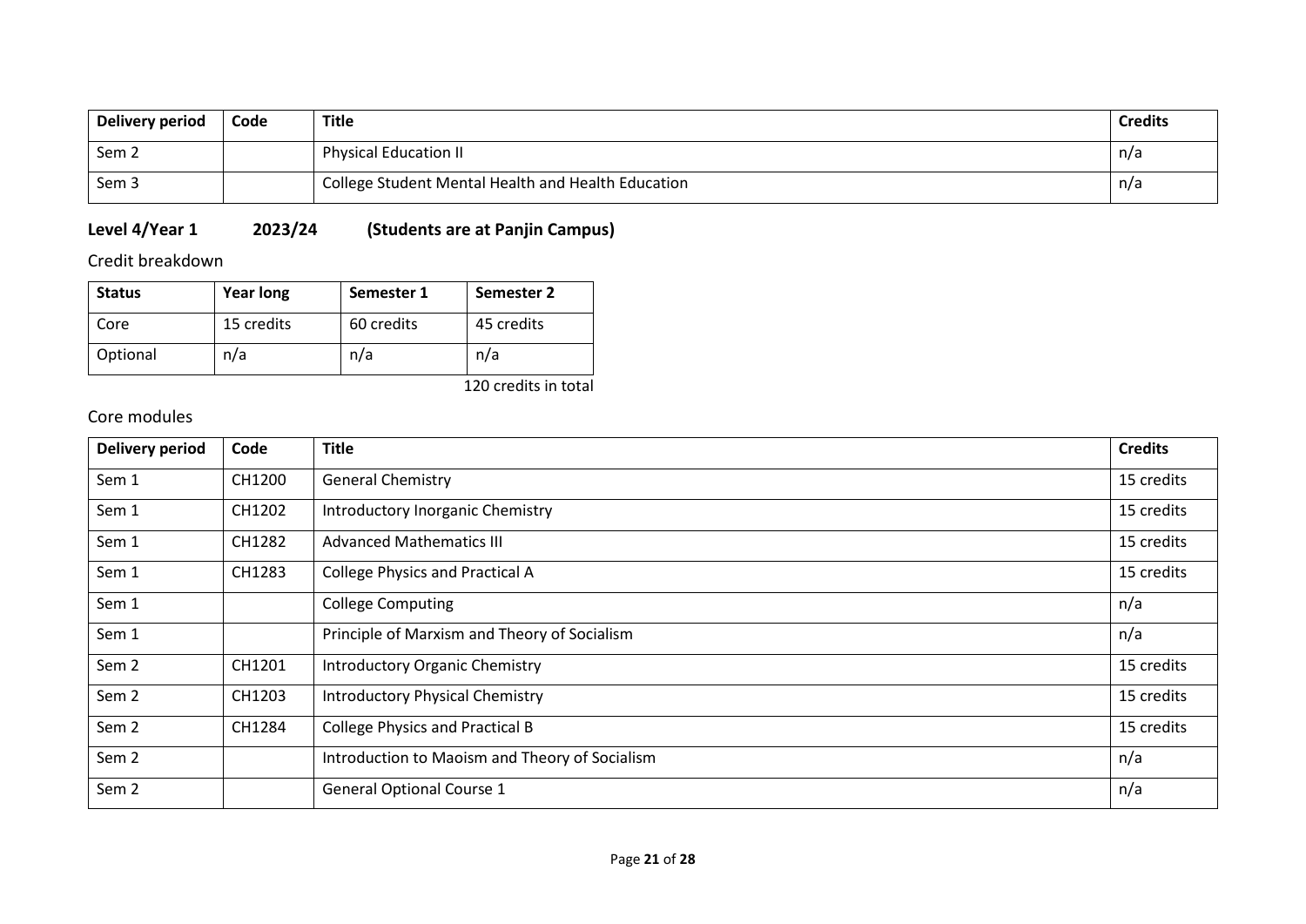| Delivery period | Code | Title | Credits |
|---|---|---|---|
| Sem 2 | | Physical Education II | n/a |
| Sem 3 | | College Student Mental Health and Health Education | n/a |

### Level 4/Year 1 2023/24 (Students are at Panjin Campus)

Credit breakdown

| Status | Year long | Semester 1 | Semester 2 |
|---|---|---|---|
| Core | 15 credits | 60 credits | 45 credits |
| Optional | n/a | n/a | n/a |

120 credits in total

Core modules

| Delivery period | Code | Title | Credits |
|---|---|---|---|
| Sem 1 | CH1200 | General Chemistry | 15 credits |
| Sem 1 | CH1202 | Introductory Inorganic Chemistry | 15 credits |
| Sem 1 | CH1282 | Advanced Mathematics III | 15 credits |
| Sem 1 | CH1283 | College Physics and Practical A | 15 credits |
| Sem 1 | | College Computing | n/a |
| Sem 1 | | Principle of Marxism and Theory of Socialism | n/a |
| Sem 2 | CH1201 | Introductory Organic Chemistry | 15 credits |
| Sem 2 | CH1203 | Introductory Physical Chemistry | 15 credits |
| Sem 2 | CH1284 | College Physics and Practical B | 15 credits |
| Sem 2 | | Introduction to Maoism and Theory of Socialism | n/a |
| Sem 2 | | General Optional Course 1 | n/a |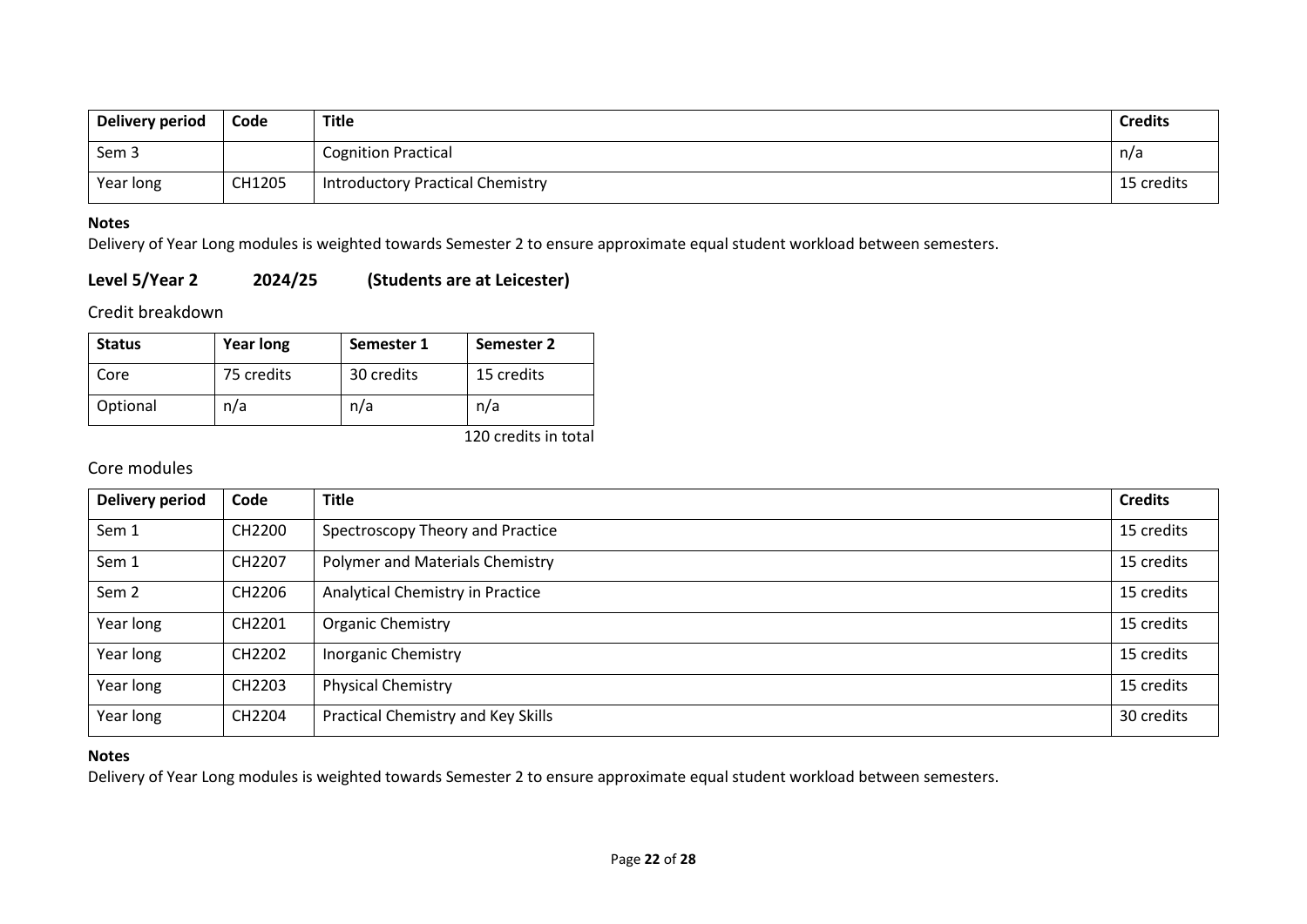| Delivery period | Code | Title | Credits |
|---|---|---|---|
| Sem 3 | | Cognition Practical | n/a |
| Year long | CH1205 | Introductory Practical Chemistry | 15 credits |

**Notes**

Delivery of Year Long modules is weighted towards Semester 2 to ensure approximate equal student workload between semesters.

### Level 5/Year 2 2024/25 (Students are at Leicester)

Credit breakdown

| Status | Year long | Semester 1 | Semester 2 |
|---|---|---|---|
| Core | 75 credits | 30 credits | 15 credits |
| Optional | n/a | n/a | n/a |

120 credits in total

Core modules

| Delivery period | Code | Title | Credits |
|---|---|---|---|
| Sem 1 | CH2200 | Spectroscopy Theory and Practice | 15 credits |
| Sem 1 | CH2207 | Polymer and Materials Chemistry | 15 credits |
| Sem 2 | CH2206 | Analytical Chemistry in Practice | 15 credits |
| Year long | CH2201 | Organic Chemistry | 15 credits |
| Year long | CH2202 | Inorganic Chemistry | 15 credits |
| Year long | CH2203 | Physical Chemistry | 15 credits |
| Year long | CH2204 | Practical Chemistry and Key Skills | 30 credits |

**Notes**

Delivery of Year Long modules is weighted towards Semester 2 to ensure approximate equal student workload between semesters.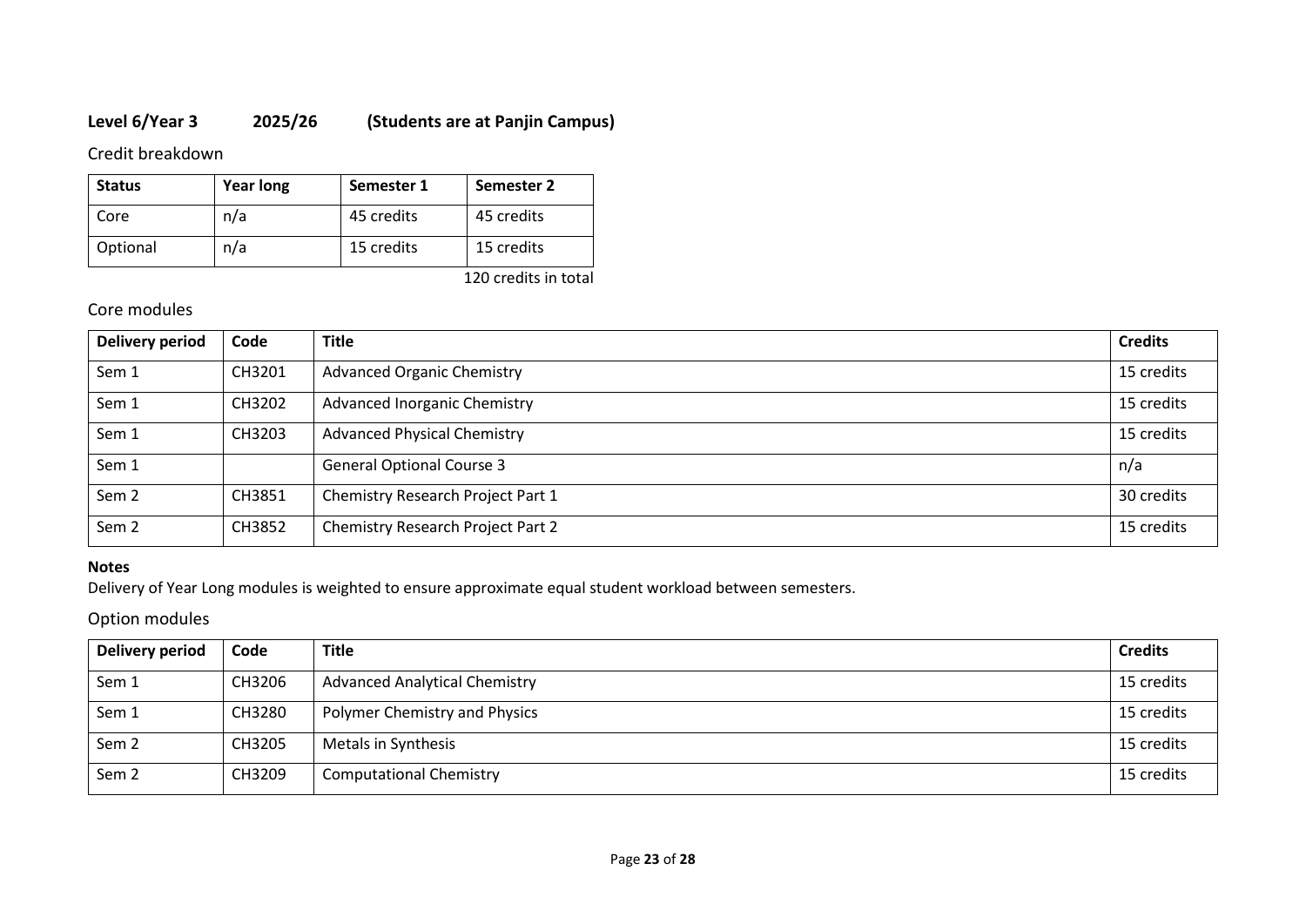**Level 6/Year 3 2025/26 (Students are at Panjin Campus)**

Credit breakdown

| Status | Year long | Semester 1 | Semester 2 |
|---|---|---|---|
| Core | n/a | 45 credits | 45 credits |
| Optional | n/a | 15 credits | 15 credits |

120 credits in total

Core modules

| Delivery period | Code | Title | Credits |
|---|---|---|---|
| Sem 1 | CH3201 | Advanced Organic Chemistry | 15 credits |
| Sem 1 | CH3202 | Advanced Inorganic Chemistry | 15 credits |
| Sem 1 | CH3203 | Advanced Physical Chemistry | 15 credits |
| Sem 1 | | General Optional Course 3 | n/a |
| Sem 2 | CH3851 | Chemistry Research Project Part 1 | 30 credits |
| Sem 2 | CH3852 | Chemistry Research Project Part 2 | 15 credits |

**Notes**

Delivery of Year Long modules is weighted to ensure approximate equal student workload between semesters.

Option modules

| Delivery period | Code | Title | Credits |
|---|---|---|---|
| Sem 1 | CH3206 | Advanced Analytical Chemistry | 15 credits |
| Sem 1 | CH3280 | Polymer Chemistry and Physics | 15 credits |
| Sem 2 | CH3205 | Metals in Synthesis | 15 credits |
| Sem 2 | CH3209 | Computational Chemistry | 15 credits |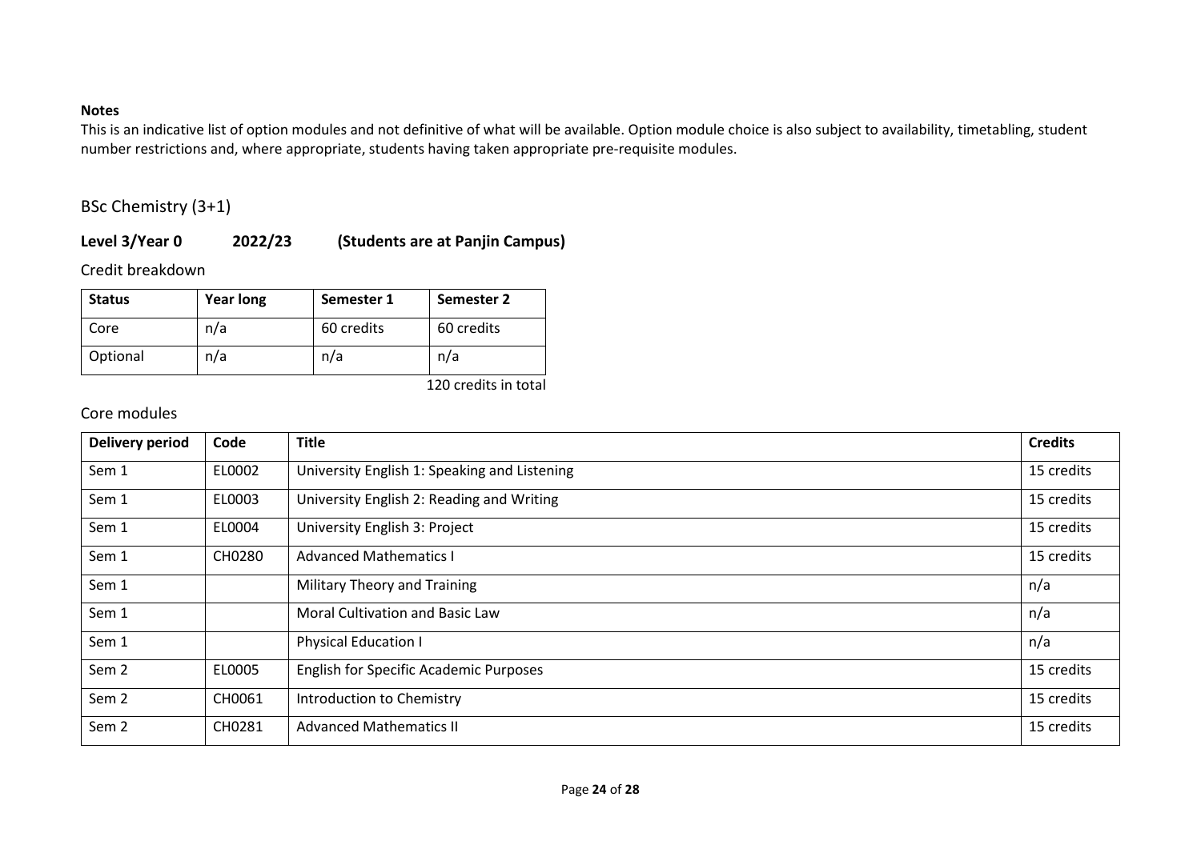**Notes**

This is an indicative list of option modules and not definitive of what will be available. Option module choice is also subject to availability, timetabling, student number restrictions and, where appropriate, students having taken appropriate pre-requisite modules.

## BSc Chemistry (3+1)

### Level 3/Year 0 2022/23 (Students are at Panjin Campus)

Credit breakdown

| Status | Year long | Semester 1 | Semester 2 |
|---|---|---|---|
| Core | n/a | 60 credits | 60 credits |
| Optional | n/a | n/a | n/a |

120 credits in total

Core modules

| Delivery period | Code | Title | Credits |
|---|---|---|---|
| Sem 1 | EL0002 | University English 1: Speaking and Listening | 15 credits |
| Sem 1 | EL0003 | University English 2: Reading and Writing | 15 credits |
| Sem 1 | EL0004 | University English 3: Project | 15 credits |
| Sem 1 | CH0280 | Advanced Mathematics I | 15 credits |
| Sem 1 | | Military Theory and Training | n/a |
| Sem 1 | | Moral Cultivation and Basic Law | n/a |
| Sem 1 | | Physical Education I | n/a |
| Sem 2 | EL0005 | English for Specific Academic Purposes | 15 credits |
| Sem 2 | CH0061 | Introduction to Chemistry | 15 credits |
| Sem 2 | CH0281 | Advanced Mathematics II | 15 credits |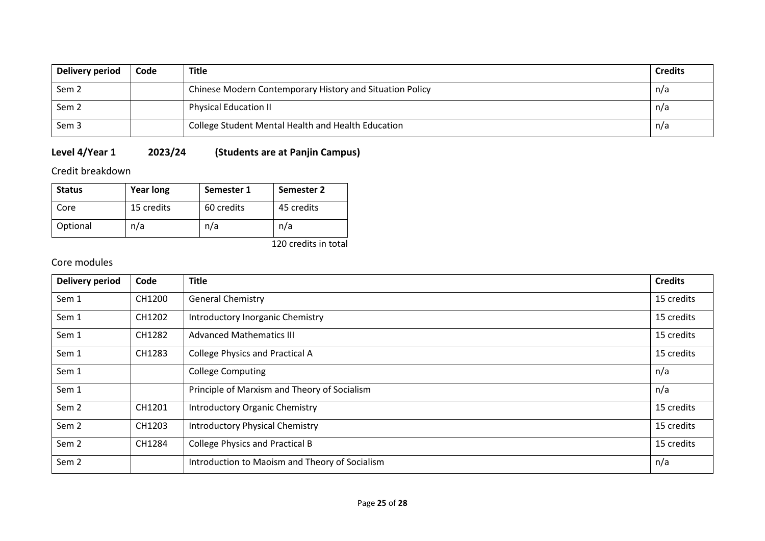| Delivery period | Code | Title | Credits |
| --- | --- | --- | --- |
| Sem 2 | | Chinese Modern Contemporary History and Situation Policy | n/a |
| Sem 2 | | Physical Education II | n/a |
| Sem 3 | | College Student Mental Health and Health Education | n/a |

### Level 4/Year 1 2023/24 (Students are at Panjin Campus)

Credit breakdown

| Status | Year long | Semester 1 | Semester 2 |
| --- | --- | --- | --- |
| Core | 15 credits | 60 credits | 45 credits |
| Optional | n/a | n/a | n/a |

120 credits in total

Core modules

| Delivery period | Code | Title | Credits |
| --- | --- | --- | --- |
| Sem 1 | CH1200 | General Chemistry | 15 credits |
| Sem 1 | CH1202 | Introductory Inorganic Chemistry | 15 credits |
| Sem 1 | CH1282 | Advanced Mathematics III | 15 credits |
| Sem 1 | CH1283 | College Physics and Practical A | 15 credits |
| Sem 1 | | College Computing | n/a |
| Sem 1 | | Principle of Marxism and Theory of Socialism | n/a |
| Sem 2 | CH1201 | Introductory Organic Chemistry | 15 credits |
| Sem 2 | CH1203 | Introductory Physical Chemistry | 15 credits |
| Sem 2 | CH1284 | College Physics and Practical B | 15 credits |
| Sem 2 | | Introduction to Maoism and Theory of Socialism | n/a |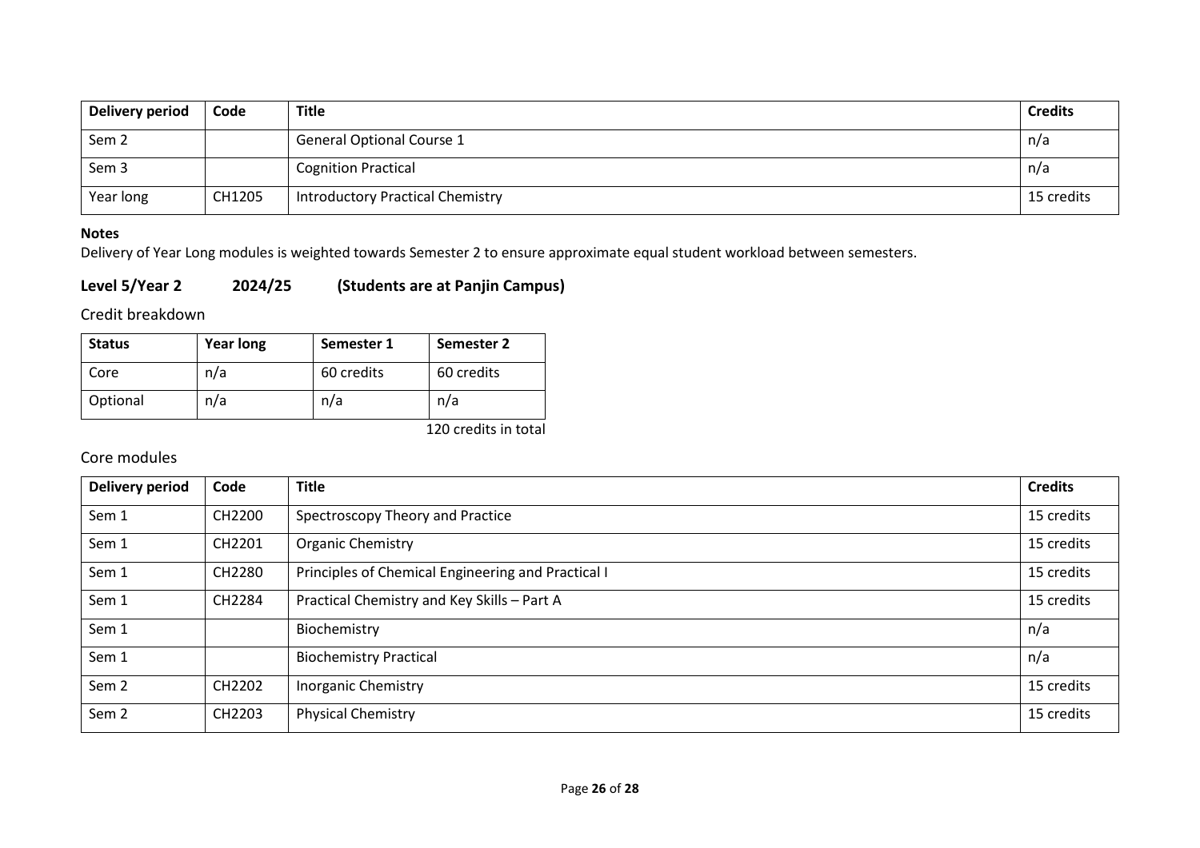| Delivery period | Code | Title | Credits |
|---|---|---|---|
| Sem 2 | | General Optional Course 1 | n/a |
| Sem 3 | | Cognition Practical | n/a |
| Year long | CH1205 | Introductory Practical Chemistry | 15 credits |

**Notes**

Delivery of Year Long modules is weighted towards Semester 2 to ensure approximate equal student workload between semesters.

## Level 5/Year 2 2024/25 (Students are at Panjin Campus)

### Credit breakdown

| Status | Year long | Semester 1 | Semester 2 |
|---|---|---|---|
| Core | n/a | 60 credits | 60 credits |
| Optional | n/a | n/a | n/a |

120 credits in total

### Core modules

| Delivery period | Code | Title | Credits |
|---|---|---|---|
| Sem 1 | CH2200 | Spectroscopy Theory and Practice | 15 credits |
| Sem 1 | CH2201 | Organic Chemistry | 15 credits |
| Sem 1 | CH2280 | Principles of Chemical Engineering and Practical I | 15 credits |
| Sem 1 | CH2284 | Practical Chemistry and Key Skills – Part A | 15 credits |
| Sem 1 | | Biochemistry | n/a |
| Sem 1 | | Biochemistry Practical | n/a |
| Sem 2 | CH2202 | Inorganic Chemistry | 15 credits |
| Sem 2 | CH2203 | Physical Chemistry | 15 credits |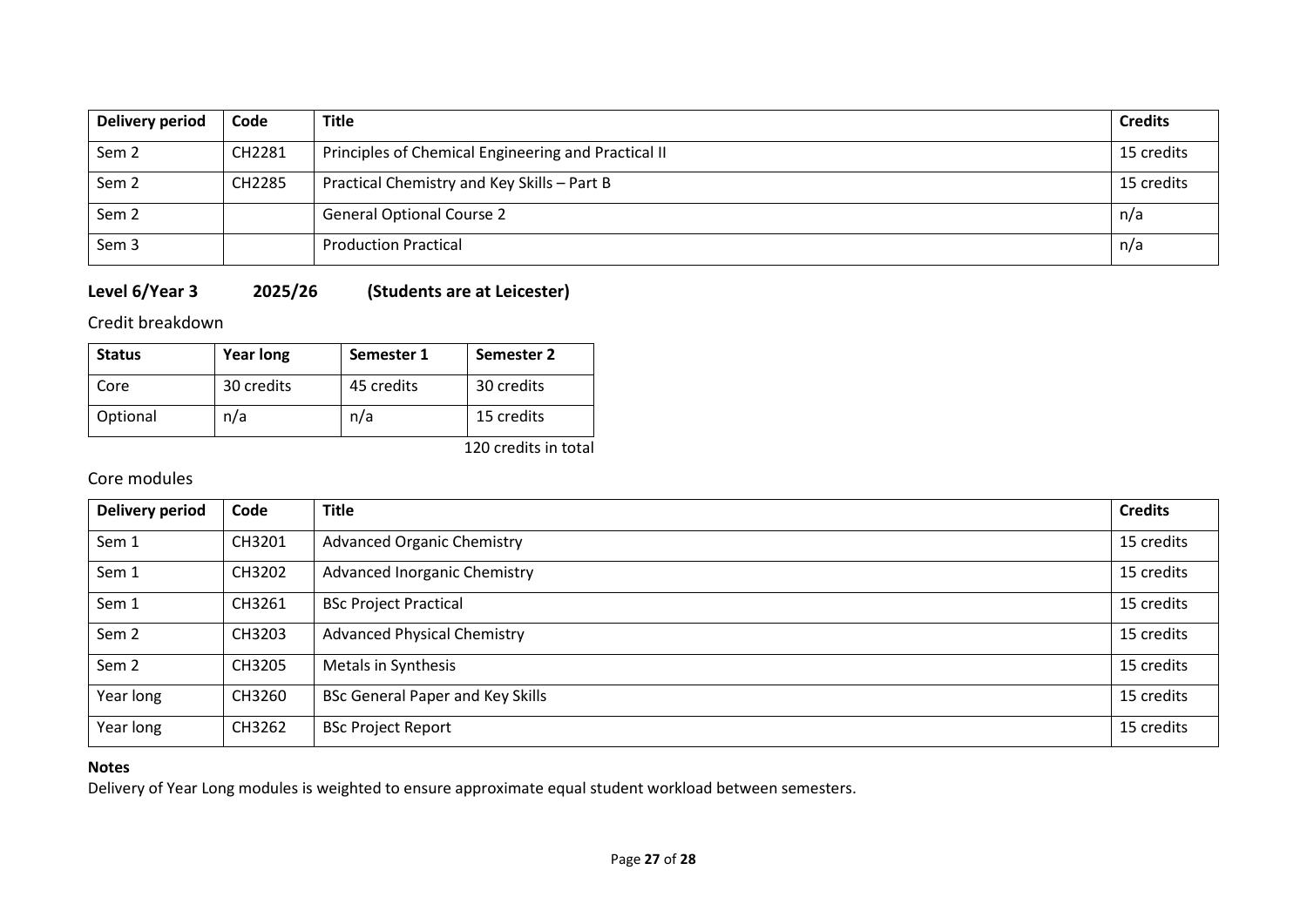| Delivery period | Code | Title | Credits |
|---|---|---|---|
| Sem 2 | CH2281 | Principles of Chemical Engineering and Practical II | 15 credits |
| Sem 2 | CH2285 | Practical Chemistry and Key Skills – Part B | 15 credits |
| Sem 2 | | General Optional Course 2 | n/a |
| Sem 3 | | Production Practical | n/a |

### Level 6/Year 3 2025/26 (Students are at Leicester)

Credit breakdown

| Status | Year long | Semester 1 | Semester 2 |
|---|---|---|---|
| Core | 30 credits | 45 credits | 30 credits |
| Optional | n/a | n/a | 15 credits |

120 credits in total

Core modules

| Delivery period | Code | Title | Credits |
|---|---|---|---|
| Sem 1 | CH3201 | Advanced Organic Chemistry | 15 credits |
| Sem 1 | CH3202 | Advanced Inorganic Chemistry | 15 credits |
| Sem 1 | CH3261 | BSc Project Practical | 15 credits |
| Sem 2 | CH3203 | Advanced Physical Chemistry | 15 credits |
| Sem 2 | CH3205 | Metals in Synthesis | 15 credits |
| Year long | CH3260 | BSc General Paper and Key Skills | 15 credits |
| Year long | CH3262 | BSc Project Report | 15 credits |

**Notes**

Delivery of Year Long modules is weighted to ensure approximate equal student workload between semesters.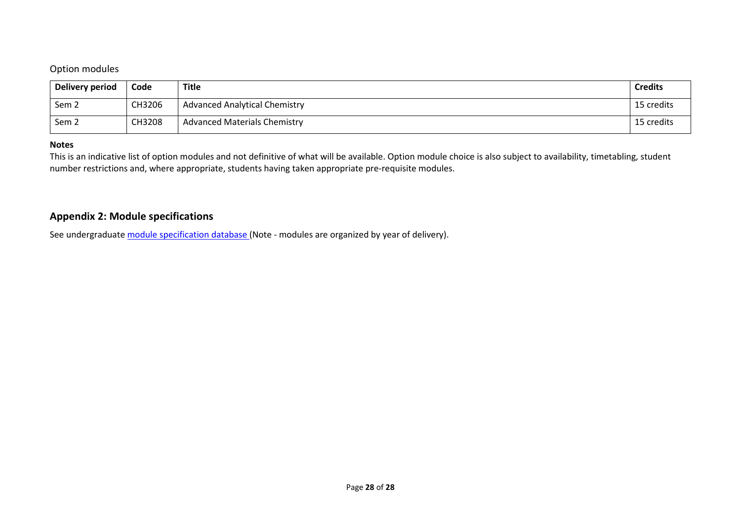Option modules

| Delivery period | Code | Title | Credits |
| --- | --- | --- | --- |
| Sem 2 | CH3206 | Advanced Analytical Chemistry | 15 credits |
| Sem 2 | CH3208 | Advanced Materials Chemistry | 15 credits |

**Notes**

This is an indicative list of option modules and not definitive of what will be available. Option module choice is also subject to availability, timetabling, student number restrictions and, where appropriate, students having taken appropriate pre-requisite modules.

## Appendix 2: Module specifications

See undergraduate module specification database (Note - modules are organized by year of delivery).